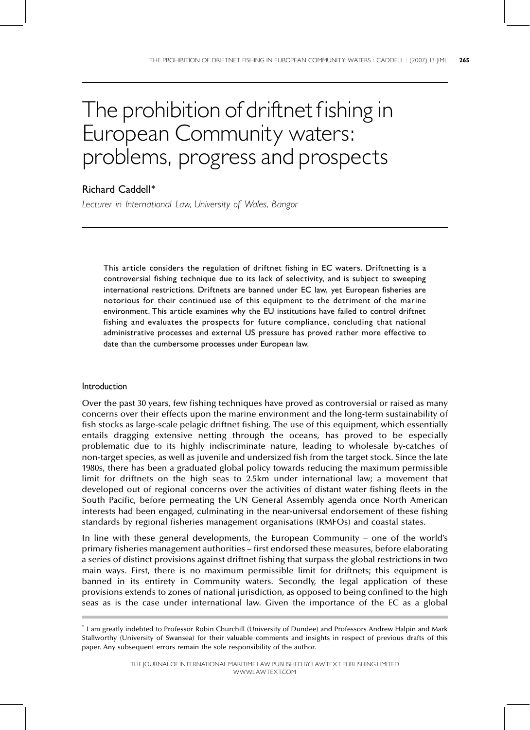# The prohibition of driftnet fishing in European Community waters: problems, progress and prospects

Richard Caddell*

*Lecturer in International Law, University of Wales, Bangor*

This article considers the regulation of driftnet fishing in EC waters. Driftnetting is a controversial fishing technique due to its lack of selectivity, and is subject to sweeping international restrictions. Driftnets are banned under EC law, yet European fisheries are notorious for their continued use of this equipment to the detriment of the marine environment. This article examines why the EU institutions have failed to control driftnet fishing and evaluates the prospects for future compliance, concluding that national administrative processes and external US pressure has proved rather more effective to date than the cumbersome processes under European law.

## Introduction

Over the past 30 years, few fishing techniques have proved as controversial or raised as many concerns over their effects upon the marine environment and the long-term sustainability of fish stocks as large-scale pelagic driftnet fishing. The use of this equipment, which essentially entails dragging extensive netting through the oceans, has proved to be especially problematic due to its highly indiscriminate nature, leading to wholesale by-catches of non-target species, as well as juvenile and undersized fish from the target stock. Since the late 1980s, there has been a graduated global policy towards reducing the maximum permissible limit for driftnets on the high seas to 2.5km under international law; a movement that developed out of regional concerns over the activities of distant water fishing fleets in the South Pacific, before permeating the UN General Assembly agenda once North American interests had been engaged, culminating in the near-universal endorsement of these fishing standards by regional fisheries management organisations (RMFOs) and coastal states.

In line with these general developments, the European Community – one of the world's primary fisheries management authorities – first endorsed these measures, before elaborating a series of distinct provisions against driftnet fishing that surpass the global restrictions in two main ways. First, there is no maximum permissible limit for driftnets; this equipment is banned in its entirety in Community waters. Secondly, the legal application of these provisions extends to zones of national jurisdiction, as opposed to being confined to the high seas as is the case under international law. Given the importance of the EC as a global

* I am greatly indebted to Professor Robin Churchill (University of Dundee) and Professors Andrew Halpin and Mark Stallworthy (University of Swansea) for their valuable comments and insights in respect of previous drafts of this paper. Any subsequent errors remain the sole responsibility of the author.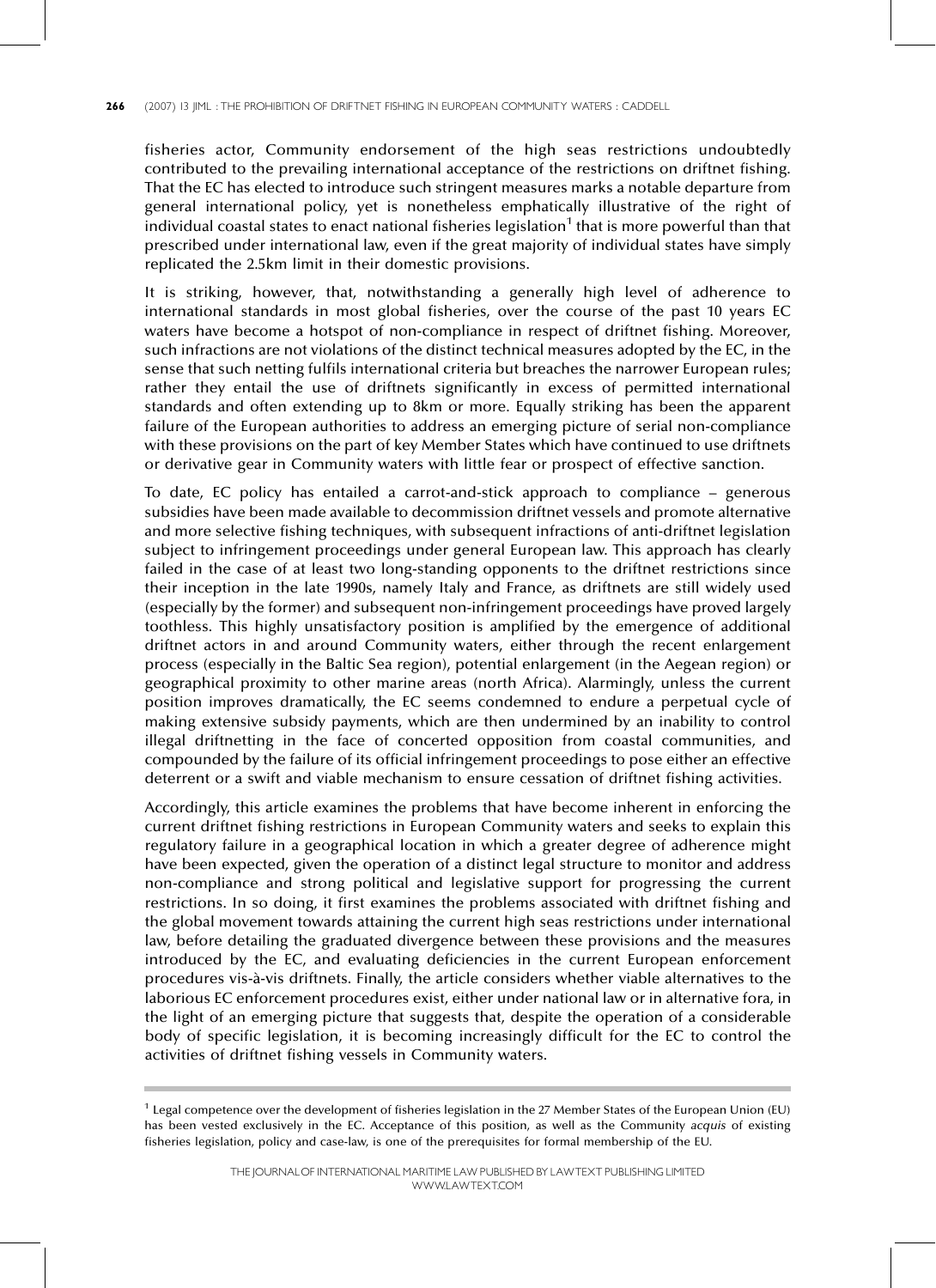fisheries actor, Community endorsement of the high seas restrictions undoubtedly contributed to the prevailing international acceptance of the restrictions on driftnet fishing. That the EC has elected to introduce such stringent measures marks a notable departure from general international policy, yet is nonetheless emphatically illustrative of the right of individual coastal states to enact national fisheries legislation[1] that is more powerful than that prescribed under international law, even if the great majority of individual states have simply replicated the 2.5km limit in their domestic provisions.

It is striking, however, that, notwithstanding a generally high level of adherence to international standards in most global fisheries, over the course of the past 10 years EC waters have become a hotspot of non-compliance in respect of driftnet fishing. Moreover, such infractions are not violations of the distinct technical measures adopted by the EC, in the sense that such netting fulfils international criteria but breaches the narrower European rules; rather they entail the use of driftnets significantly in excess of permitted international standards and often extending up to 8km or more. Equally striking has been the apparent failure of the European authorities to address an emerging picture of serial non-compliance with these provisions on the part of key Member States which have continued to use driftnets or derivative gear in Community waters with little fear or prospect of effective sanction.

To date, EC policy has entailed a carrot-and-stick approach to compliance – generous subsidies have been made available to decommission driftnet vessels and promote alternative and more selective fishing techniques, with subsequent infractions of anti-driftnet legislation subject to infringement proceedings under general European law. This approach has clearly failed in the case of at least two long-standing opponents to the driftnet restrictions since their inception in the late 1990s, namely Italy and France, as driftnets are still widely used (especially by the former) and subsequent non-infringement proceedings have proved largely toothless. This highly unsatisfactory position is amplified by the emergence of additional driftnet actors in and around Community waters, either through the recent enlargement process (especially in the Baltic Sea region), potential enlargement (in the Aegean region) or geographical proximity to other marine areas (north Africa). Alarmingly, unless the current position improves dramatically, the EC seems condemned to endure a perpetual cycle of making extensive subsidy payments, which are then undermined by an inability to control illegal driftnetting in the face of concerted opposition from coastal communities, and compounded by the failure of its official infringement proceedings to pose either an effective deterrent or a swift and viable mechanism to ensure cessation of driftnet fishing activities.

Accordingly, this article examines the problems that have become inherent in enforcing the current driftnet fishing restrictions in European Community waters and seeks to explain this regulatory failure in a geographical location in which a greater degree of adherence might have been expected, given the operation of a distinct legal structure to monitor and address non-compliance and strong political and legislative support for progressing the current restrictions. In so doing, it first examines the problems associated with driftnet fishing and the global movement towards attaining the current high seas restrictions under international law, before detailing the graduated divergence between these provisions and the measures introduced by the EC, and evaluating deficiencies in the current European enforcement procedures vis-à-vis driftnets. Finally, the article considers whether viable alternatives to the laborious EC enforcement procedures exist, either under national law or in alternative fora, in the light of an emerging picture that suggests that, despite the operation of a considerable body of specific legislation, it is becoming increasingly difficult for the EC to control the activities of driftnet fishing vessels in Community waters.

---

[1] Legal competence over the development of fisheries legislation in the 27 Member States of the European Union (EU) has been vested exclusively in the EC. Acceptance of this position, as well as the Community *acquis* of existing fisheries legislation, policy and case-law, is one of the prerequisites for formal membership of the EU.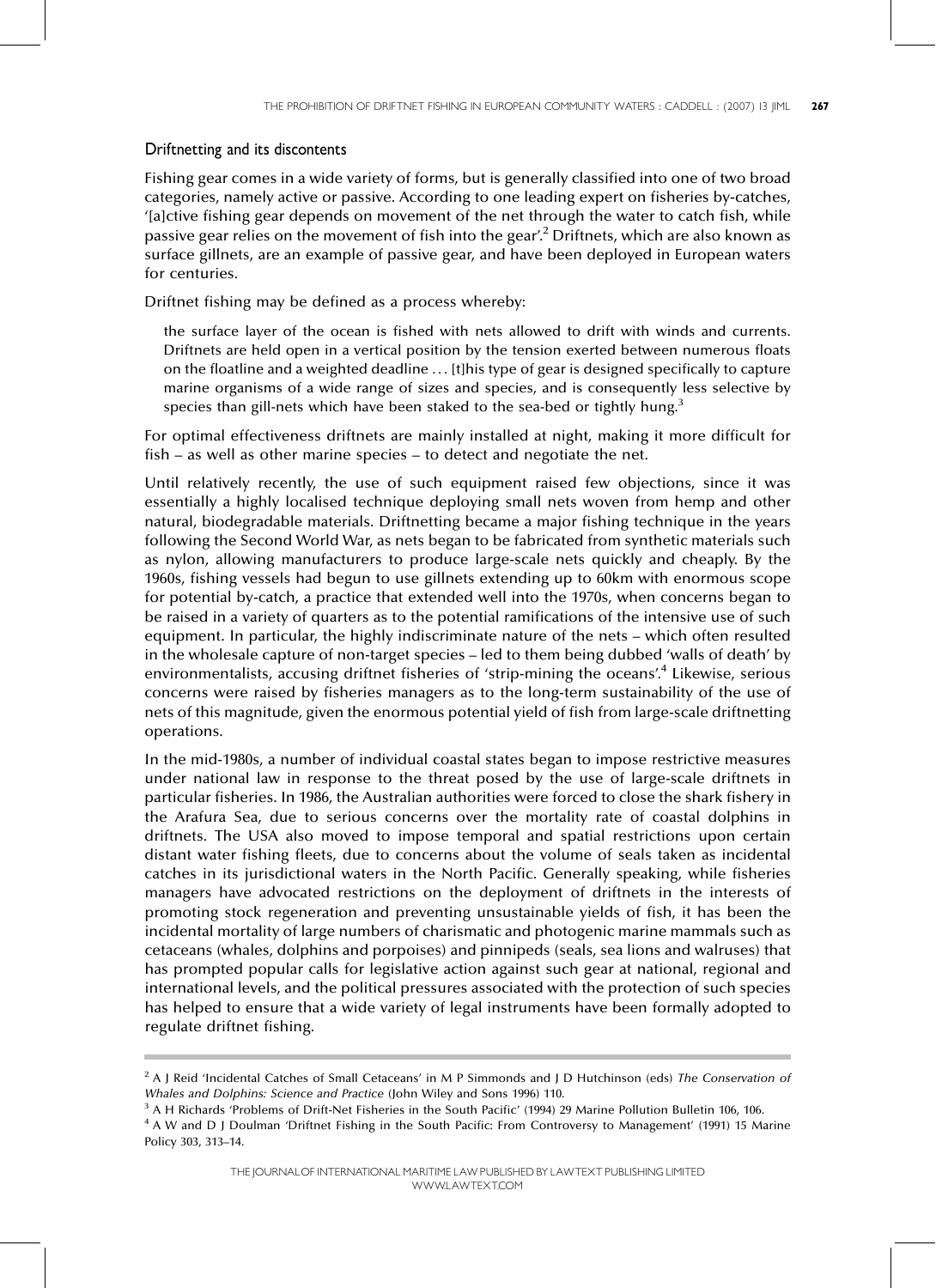## Driftnetting and its discontents

Fishing gear comes in a wide variety of forms, but is generally classified into one of two broad categories, namely active or passive. According to one leading expert on fisheries by-catches, '[a]ctive fishing gear depends on movement of the net through the water to catch fish, while passive gear relies on the movement of fish into the gear'.[2] Driftnets, which are also known as surface gillnets, are an example of passive gear, and have been deployed in European waters for centuries.

Driftnet fishing may be defined as a process whereby:

> the surface layer of the ocean is fished with nets allowed to drift with winds and currents. Driftnets are held open in a vertical position by the tension exerted between numerous floats on the floatline and a weighted deadline ... [t]his type of gear is designed specifically to capture marine organisms of a wide range of sizes and species, and is consequently less selective by species than gill-nets which have been staked to the sea-bed or tightly hung.[3]

For optimal effectiveness driftnets are mainly installed at night, making it more difficult for fish – as well as other marine species – to detect and negotiate the net.

Until relatively recently, the use of such equipment raised few objections, since it was essentially a highly localised technique deploying small nets woven from hemp and other natural, biodegradable materials. Driftnetting became a major fishing technique in the years following the Second World War, as nets began to be fabricated from synthetic materials such as nylon, allowing manufacturers to produce large-scale nets quickly and cheaply. By the 1960s, fishing vessels had begun to use gillnets extending up to 60km with enormous scope for potential by-catch, a practice that extended well into the 1970s, when concerns began to be raised in a variety of quarters as to the potential ramifications of the intensive use of such equipment. In particular, the highly indiscriminate nature of the nets – which often resulted in the wholesale capture of non-target species – led to them being dubbed 'walls of death' by environmentalists, accusing driftnet fisheries of 'strip-mining the oceans'.[4] Likewise, serious concerns were raised by fisheries managers as to the long-term sustainability of the use of nets of this magnitude, given the enormous potential yield of fish from large-scale driftnetting operations.

In the mid-1980s, a number of individual coastal states began to impose restrictive measures under national law in response to the threat posed by the use of large-scale driftnets in particular fisheries. In 1986, the Australian authorities were forced to close the shark fishery in the Arafura Sea, due to serious concerns over the mortality rate of coastal dolphins in driftnets. The USA also moved to impose temporal and spatial restrictions upon certain distant water fishing fleets, due to concerns about the volume of seals taken as incidental catches in its jurisdictional waters in the North Pacific. Generally speaking, while fisheries managers have advocated restrictions on the deployment of driftnets in the interests of promoting stock regeneration and preventing unsustainable yields of fish, it has been the incidental mortality of large numbers of charismatic and photogenic marine mammals such as cetaceans (whales, dolphins and porpoises) and pinnipeds (seals, sea lions and walruses) that has prompted popular calls for legislative action against such gear at national, regional and international levels, and the political pressures associated with the protection of such species has helped to ensure that a wide variety of legal instruments have been formally adopted to regulate driftnet fishing.

---

[2] A J Reid 'Incidental Catches of Small Cetaceans' in M P Simmonds and J D Hutchinson (eds) *The Conservation of Whales and Dolphins: Science and Practice* (John Wiley and Sons 1996) 110.

[3] A H Richards 'Problems of Drift-Net Fisheries in the South Pacific' (1994) 29 Marine Pollution Bulletin 106, 106.

[4] A W and D J Doulman 'Driftnet Fishing in the South Pacific: From Controversy to Management' (1991) 15 Marine Policy 303, 313–14.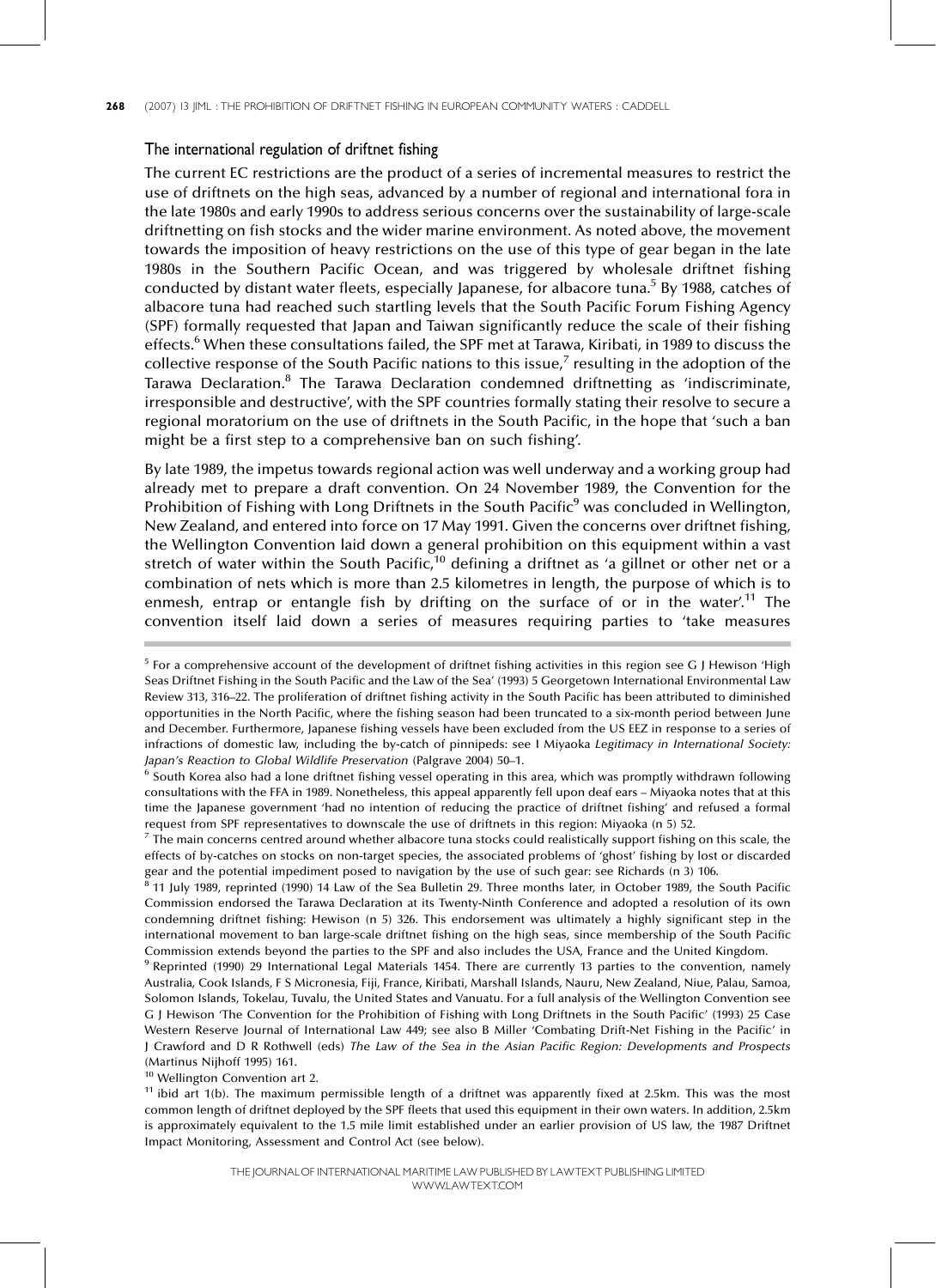## The international regulation of driftnet fishing

The current EC restrictions are the product of a series of incremental measures to restrict the use of driftnets on the high seas, advanced by a number of regional and international fora in the late 1980s and early 1990s to address serious concerns over the sustainability of large-scale driftnetting on fish stocks and the wider marine environment. As noted above, the movement towards the imposition of heavy restrictions on the use of this type of gear began in the late 1980s in the Southern Pacific Ocean, and was triggered by wholesale driftnet fishing conducted by distant water fleets, especially Japanese, for albacore tuna.[5] By 1988, catches of albacore tuna had reached such startling levels that the South Pacific Forum Fishing Agency (SPF) formally requested that Japan and Taiwan significantly reduce the scale of their fishing effects.[6] When these consultations failed, the SPF met at Tarawa, Kiribati, in 1989 to discuss the collective response of the South Pacific nations to this issue,[7] resulting in the adoption of the Tarawa Declaration.[8] The Tarawa Declaration condemned driftnetting as 'indiscriminate, irresponsible and destructive', with the SPF countries formally stating their resolve to secure a regional moratorium on the use of driftnets in the South Pacific, in the hope that 'such a ban might be a first step to a comprehensive ban on such fishing'.

By late 1989, the impetus towards regional action was well underway and a working group had already met to prepare a draft convention. On 24 November 1989, the Convention for the Prohibition of Fishing with Long Driftnets in the South Pacific[9] was concluded in Wellington, New Zealand, and entered into force on 17 May 1991. Given the concerns over driftnet fishing, the Wellington Convention laid down a general prohibition on this equipment within a vast stretch of water within the South Pacific,[10] defining a driftnet as 'a gillnet or other net or a combination of nets which is more than 2.5 kilometres in length, the purpose of which is to enmesh, entrap or entangle fish by drifting on the surface of or in the water'.[11] The convention itself laid down a series of measures requiring parties to 'take measures

---

[5] For a comprehensive account of the development of driftnet fishing activities in this region see G J Hewison 'High Seas Driftnet Fishing in the South Pacific and the Law of the Sea' (1993) 5 Georgetown International Environmental Law Review 313, 316–22. The proliferation of driftnet fishing activity in the South Pacific has been attributed to diminished opportunities in the North Pacific, where the fishing season had been truncated to a six-month period between June and December. Furthermore, Japanese fishing vessels have been excluded from the US EEZ in response to a series of infractions of domestic law, including the by-catch of pinnipeds: see I Miyaoka *Legitimacy in International Society: Japan's Reaction to Global Wildlife Preservation* (Palgrave 2004) 50–1.

[6] South Korea also had a lone driftnet fishing vessel operating in this area, which was promptly withdrawn following consultations with the FFA in 1989. Nonetheless, this appeal apparently fell upon deaf ears – Miyaoka notes that at this time the Japanese government 'had no intention of reducing the practice of driftnet fishing' and refused a formal request from SPF representatives to downscale the use of driftnets in this region: Miyaoka (n 5) 52.

[7] The main concerns centred around whether albacore tuna stocks could realistically support fishing on this scale, the effects of by-catches on stocks on non-target species, the associated problems of 'ghost' fishing by lost or discarded gear and the potential impediment posed to navigation by the use of such gear: see Richards (n 3) 106.

[8] 11 July 1989, reprinted (1990) 14 Law of the Sea Bulletin 29. Three months later, in October 1989, the South Pacific Commission endorsed the Tarawa Declaration at its Twenty-Ninth Conference and adopted a resolution of its own condemning driftnet fishing: Hewison (n 5) 326. This endorsement was ultimately a highly significant step in the international movement to ban large-scale driftnet fishing on the high seas, since membership of the South Pacific Commission extends beyond the parties to the SPF and also includes the USA, France and the United Kingdom.

[9] Reprinted (1990) 29 International Legal Materials 1454. There are currently 13 parties to the convention, namely Australia, Cook Islands, F S Micronesia, Fiji, France, Kiribati, Marshall Islands, Nauru, New Zealand, Niue, Palau, Samoa, Solomon Islands, Tokelau, Tuvalu, the United States and Vanuatu. For a full analysis of the Wellington Convention see G J Hewison 'The Convention for the Prohibition of Fishing with Long Driftnets in the South Pacific' (1993) 25 Case Western Reserve Journal of International Law 449; see also B Miller 'Combating Drift-Net Fishing in the Pacific' in J Crawford and D R Rothwell (eds) *The Law of the Sea in the Asian Pacific Region: Developments and Prospects* (Martinus Nijhoff 1995) 161.

[10] Wellington Convention art 2.

[11] ibid art 1(b). The maximum permissible length of a driftnet was apparently fixed at 2.5km. This was the most common length of driftnet deployed by the SPF fleets that used this equipment in their own waters. In addition, 2.5km is approximately equivalent to the 1.5 mile limit established under an earlier provision of US law, the 1987 Driftnet Impact Monitoring, Assessment and Control Act (see below).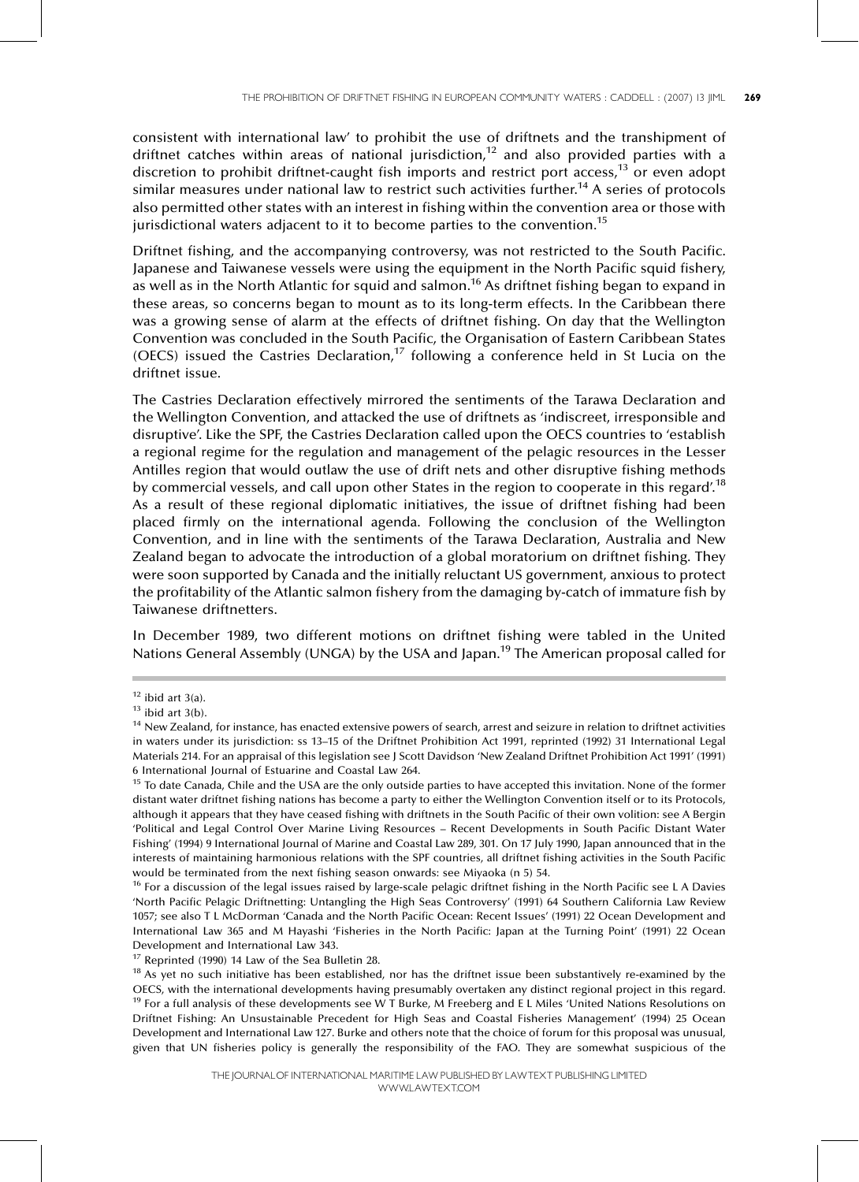consistent with international law' to prohibit the use of driftnets and the transhipment of driftnet catches within areas of national jurisdiction,[12] and also provided parties with a discretion to prohibit driftnet-caught fish imports and restrict port access,[13] or even adopt similar measures under national law to restrict such activities further.[14] A series of protocols also permitted other states with an interest in fishing within the convention area or those with jurisdictional waters adjacent to it to become parties to the convention.[15]

Driftnet fishing, and the accompanying controversy, was not restricted to the South Pacific. Japanese and Taiwanese vessels were using the equipment in the North Pacific squid fishery, as well as in the North Atlantic for squid and salmon.[16] As driftnet fishing began to expand in these areas, so concerns began to mount as to its long-term effects. In the Caribbean there was a growing sense of alarm at the effects of driftnet fishing. On day that the Wellington Convention was concluded in the South Pacific, the Organisation of Eastern Caribbean States (OECS) issued the Castries Declaration,[17] following a conference held in St Lucia on the driftnet issue.

The Castries Declaration effectively mirrored the sentiments of the Tarawa Declaration and the Wellington Convention, and attacked the use of driftnets as 'indiscreet, irresponsible and disruptive'. Like the SPF, the Castries Declaration called upon the OECS countries to 'establish a regional regime for the regulation and management of the pelagic resources in the Lesser Antilles region that would outlaw the use of drift nets and other disruptive fishing methods by commercial vessels, and call upon other States in the region to cooperate in this regard'.[18] As a result of these regional diplomatic initiatives, the issue of driftnet fishing had been placed firmly on the international agenda. Following the conclusion of the Wellington Convention, and in line with the sentiments of the Tarawa Declaration, Australia and New Zealand began to advocate the introduction of a global moratorium on driftnet fishing. They were soon supported by Canada and the initially reluctant US government, anxious to protect the profitability of the Atlantic salmon fishery from the damaging by-catch of immature fish by Taiwanese driftnetters.

In December 1989, two different motions on driftnet fishing were tabled in the United Nations General Assembly (UNGA) by the USA and Japan.[19] The American proposal called for

---

[12] ibid art 3(a).

[13] ibid art 3(b).

[14] New Zealand, for instance, has enacted extensive powers of search, arrest and seizure in relation to driftnet activities in waters under its jurisdiction: ss 13–15 of the Driftnet Prohibition Act 1991, reprinted (1992) 31 International Legal Materials 214. For an appraisal of this legislation see J Scott Davidson 'New Zealand Driftnet Prohibition Act 1991' (1991) 6 International Journal of Estuarine and Coastal Law 264.

[15] To date Canada, Chile and the USA are the only outside parties to have accepted this invitation. None of the former distant water driftnet fishing nations has become a party to either the Wellington Convention itself or to its Protocols, although it appears that they have ceased fishing with driftnets in the South Pacific of their own volition: see A Bergin 'Political and Legal Control Over Marine Living Resources – Recent Developments in South Pacific Distant Water Fishing' (1994) 9 International Journal of Marine and Coastal Law 289, 301. On 17 July 1990, Japan announced that in the interests of maintaining harmonious relations with the SPF countries, all driftnet fishing activities in the South Pacific would be terminated from the next fishing season onwards: see Miyaoka (n 5) 54.

[16] For a discussion of the legal issues raised by large-scale pelagic driftnet fishing in the North Pacific see L A Davies 'North Pacific Pelagic Driftnetting: Untangling the High Seas Controversy' (1991) 64 Southern California Law Review 1057; see also T L McDorman 'Canada and the North Pacific Ocean: Recent Issues' (1991) 22 Ocean Development and International Law 365 and M Hayashi 'Fisheries in the North Pacific: Japan at the Turning Point' (1991) 22 Ocean Development and International Law 343.

[17] Reprinted (1990) 14 Law of the Sea Bulletin 28.

[18] As yet no such initiative has been established, nor has the driftnet issue been substantively re-examined by the OECS, with the international developments having presumably overtaken any distinct regional project in this regard.

[19] For a full analysis of these developments see W T Burke, M Freeberg and E L Miles 'United Nations Resolutions on Driftnet Fishing: An Unsustainable Precedent for High Seas and Coastal Fisheries Management' (1994) 25 Ocean Development and International Law 127. Burke and others note that the choice of forum for this proposal was unusual, given that UN fisheries policy is generally the responsibility of the FAO. They are somewhat suspicious of the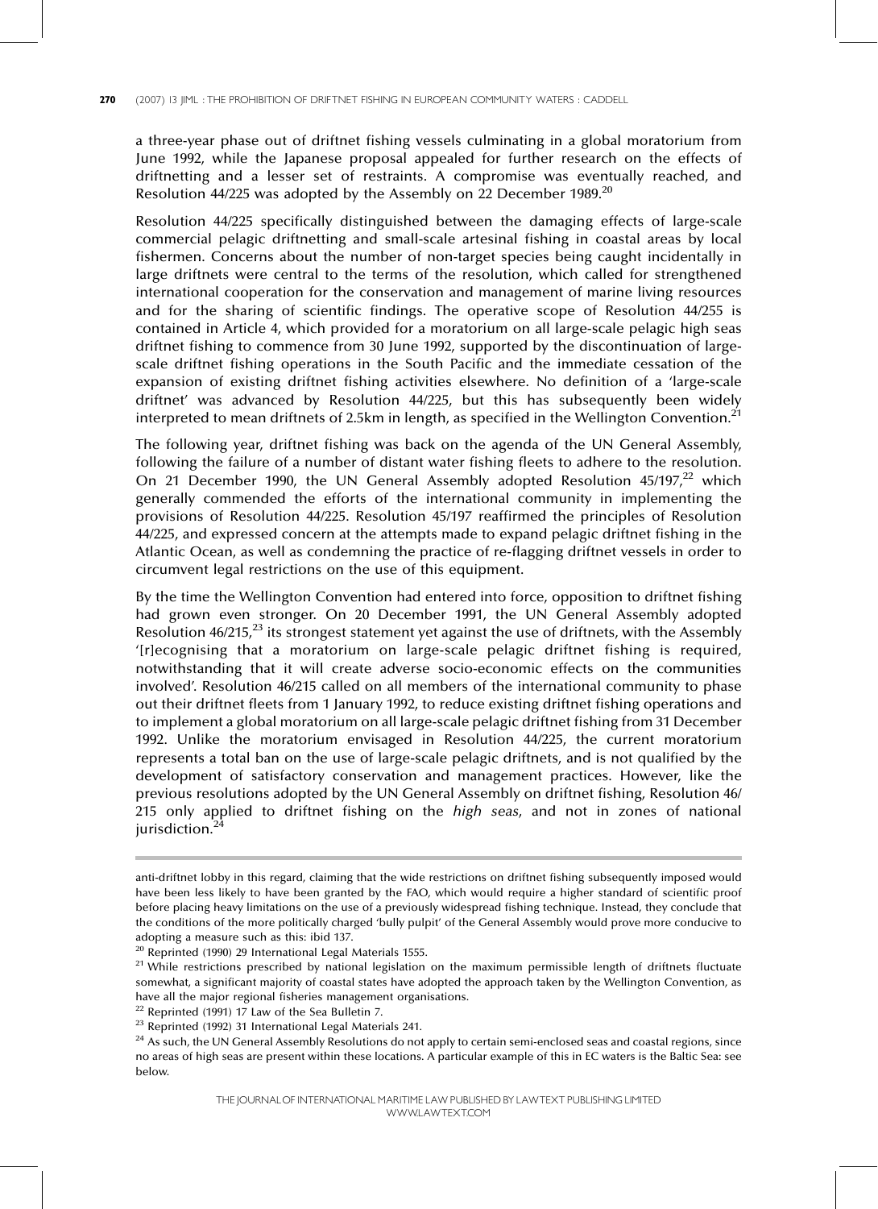a three-year phase out of driftnet fishing vessels culminating in a global moratorium from June 1992, while the Japanese proposal appealed for further research on the effects of driftnetting and a lesser set of restraints. A compromise was eventually reached, and Resolution 44/225 was adopted by the Assembly on 22 December 1989.[20]

Resolution 44/225 specifically distinguished between the damaging effects of large-scale commercial pelagic driftnetting and small-scale artesinal fishing in coastal areas by local fishermen. Concerns about the number of non-target species being caught incidentally in large driftnets were central to the terms of the resolution, which called for strengthened international cooperation for the conservation and management of marine living resources and for the sharing of scientific findings. The operative scope of Resolution 44/255 is contained in Article 4, which provided for a moratorium on all large-scale pelagic high seas driftnet fishing to commence from 30 June 1992, supported by the discontinuation of large-scale driftnet fishing operations in the South Pacific and the immediate cessation of the expansion of existing driftnet fishing activities elsewhere. No definition of a 'large-scale driftnet' was advanced by Resolution 44/225, but this has subsequently been widely interpreted to mean driftnets of 2.5km in length, as specified in the Wellington Convention.[21]

The following year, driftnet fishing was back on the agenda of the UN General Assembly, following the failure of a number of distant water fishing fleets to adhere to the resolution. On 21 December 1990, the UN General Assembly adopted Resolution 45/197,[22] which generally commended the efforts of the international community in implementing the provisions of Resolution 44/225. Resolution 45/197 reaffirmed the principles of Resolution 44/225, and expressed concern at the attempts made to expand pelagic driftnet fishing in the Atlantic Ocean, as well as condemning the practice of re-flagging driftnet vessels in order to circumvent legal restrictions on the use of this equipment.

By the time the Wellington Convention had entered into force, opposition to driftnet fishing had grown even stronger. On 20 December 1991, the UN General Assembly adopted Resolution 46/215,[23] its strongest statement yet against the use of driftnets, with the Assembly '[r]ecognising that a moratorium on large-scale pelagic driftnet fishing is required, notwithstanding that it will create adverse socio-economic effects on the communities involved'. Resolution 46/215 called on all members of the international community to phase out their driftnet fleets from 1 January 1992, to reduce existing driftnet fishing operations and to implement a global moratorium on all large-scale pelagic driftnet fishing from 31 December 1992. Unlike the moratorium envisaged in Resolution 44/225, the current moratorium represents a total ban on the use of large-scale pelagic driftnets, and is not qualified by the development of satisfactory conservation and management practices. However, like the previous resolutions adopted by the UN General Assembly on driftnet fishing, Resolution 46/215 only applied to driftnet fishing on the *high seas*, and not in zones of national jurisdiction.[24]

---

anti-driftnet lobby in this regard, claiming that the wide restrictions on driftnet fishing subsequently imposed would have been less likely to have been granted by the FAO, which would require a higher standard of scientific proof before placing heavy limitations on the use of a previously widespread fishing technique. Instead, they conclude that the conditions of the more politically charged 'bully pulpit' of the General Assembly would prove more conducive to adopting a measure such as this: ibid 137.

[20] Reprinted (1990) 29 International Legal Materials 1555.

[21] While restrictions prescribed by national legislation on the maximum permissible length of driftnets fluctuate somewhat, a significant majority of coastal states have adopted the approach taken by the Wellington Convention, as have all the major regional fisheries management organisations.

[22] Reprinted (1991) 17 Law of the Sea Bulletin 7.

[23] Reprinted (1992) 31 International Legal Materials 241.

[24] As such, the UN General Assembly Resolutions do not apply to certain semi-enclosed seas and coastal regions, since no areas of high seas are present within these locations. A particular example of this in EC waters is the Baltic Sea: see below.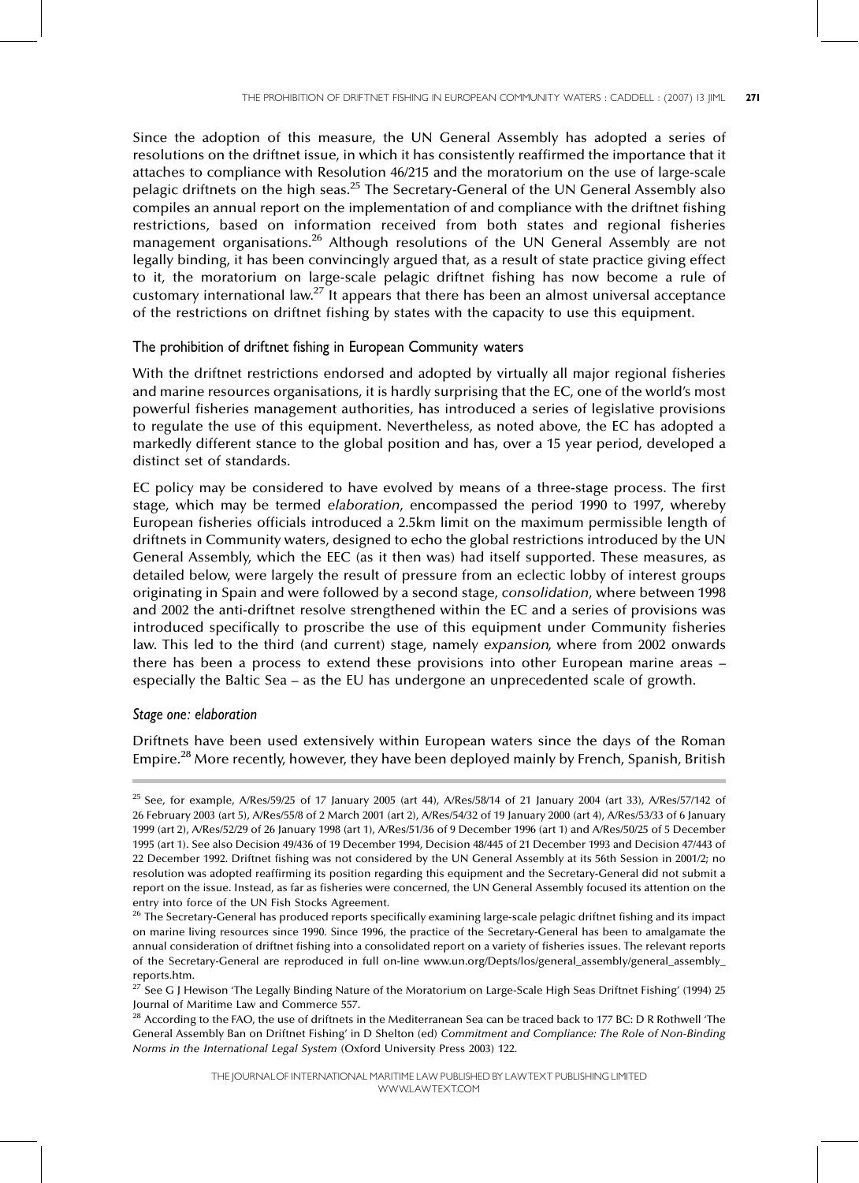Since the adoption of this measure, the UN General Assembly has adopted a series of resolutions on the driftnet issue, in which it has consistently reaffirmed the importance that it attaches to compliance with Resolution 46/215 and the moratorium on the use of large-scale pelagic driftnets on the high seas.[25] The Secretary-General of the UN General Assembly also compiles an annual report on the implementation of and compliance with the driftnet fishing restrictions, based on information received from both states and regional fisheries management organisations.[26] Although resolutions of the UN General Assembly are not legally binding, it has been convincingly argued that, as a result of state practice giving effect to it, the moratorium on large-scale pelagic driftnet fishing has now become a rule of customary international law.[27] It appears that there has been an almost universal acceptance of the restrictions on driftnet fishing by states with the capacity to use this equipment.

## The prohibition of driftnet fishing in European Community waters

With the driftnet restrictions endorsed and adopted by virtually all major regional fisheries and marine resources organisations, it is hardly surprising that the EC, one of the world's most powerful fisheries management authorities, has introduced a series of legislative provisions to regulate the use of this equipment. Nevertheless, as noted above, the EC has adopted a markedly different stance to the global position and has, over a 15 year period, developed a distinct set of standards.

EC policy may be considered to have evolved by means of a three-stage process. The first stage, which may be termed *elaboration*, encompassed the period 1990 to 1997, whereby European fisheries officials introduced a 2.5km limit on the maximum permissible length of driftnets in Community waters, designed to echo the global restrictions introduced by the UN General Assembly, which the EEC (as it then was) had itself supported. These measures, as detailed below, were largely the result of pressure from an eclectic lobby of interest groups originating in Spain and were followed by a second stage, *consolidation*, where between 1998 and 2002 the anti-driftnet resolve strengthened within the EC and a series of provisions was introduced specifically to proscribe the use of this equipment under Community fisheries law. This led to the third (and current) stage, namely *expansion*, where from 2002 onwards there has been a process to extend these provisions into other European marine areas – especially the Baltic Sea – as the EU has undergone an unprecedented scale of growth.

### *Stage one: elaboration*

Driftnets have been used extensively within European waters since the days of the Roman Empire.[28] More recently, however, they have been deployed mainly by French, Spanish, British

---

[25] See, for example, A/Res/59/25 of 17 January 2005 (art 44), A/Res/58/14 of 21 January 2004 (art 33), A/Res/57/142 of 26 February 2003 (art 5), A/Res/55/8 of 2 March 2001 (art 2), A/Res/54/32 of 19 January 2000 (art 4), A/Res/53/33 of 6 January 1999 (art 2), A/Res/52/29 of 26 January 1998 (art 1), A/Res/51/36 of 9 December 1996 (art 1) and A/Res/50/25 of 5 December 1995 (art 1). See also Decision 49/436 of 19 December 1994, Decision 48/445 of 21 December 1993 and Decision 47/443 of 22 December 1992. Driftnet fishing was not considered by the UN General Assembly at its 56th Session in 2001/2; no resolution was adopted reaffirming its position regarding this equipment and the Secretary-General did not submit a report on the issue. Instead, as far as fisheries were concerned, the UN General Assembly focused its attention on the entry into force of the UN Fish Stocks Agreement.

[26] The Secretary-General has produced reports specifically examining large-scale pelagic driftnet fishing and its impact on marine living resources since 1990. Since 1996, the practice of the Secretary-General has been to amalgamate the annual consideration of driftnet fishing into a consolidated report on a variety of fisheries issues. The relevant reports of the Secretary-General are reproduced in full on-line www.un.org/Depts/los/general_assembly/general_assembly_reports.htm.

[27] See G J Hewison 'The Legally Binding Nature of the Moratorium on Large-Scale High Seas Driftnet Fishing' (1994) 25 Journal of Maritime Law and Commerce 557.

[28] According to the FAO, the use of driftnets in the Mediterranean Sea can be traced back to 177 BC: D R Rothwell 'The General Assembly Ban on Driftnet Fishing' in D Shelton (ed) *Commitment and Compliance: The Role of Non-Binding Norms in the International Legal System* (Oxford University Press 2003) 122.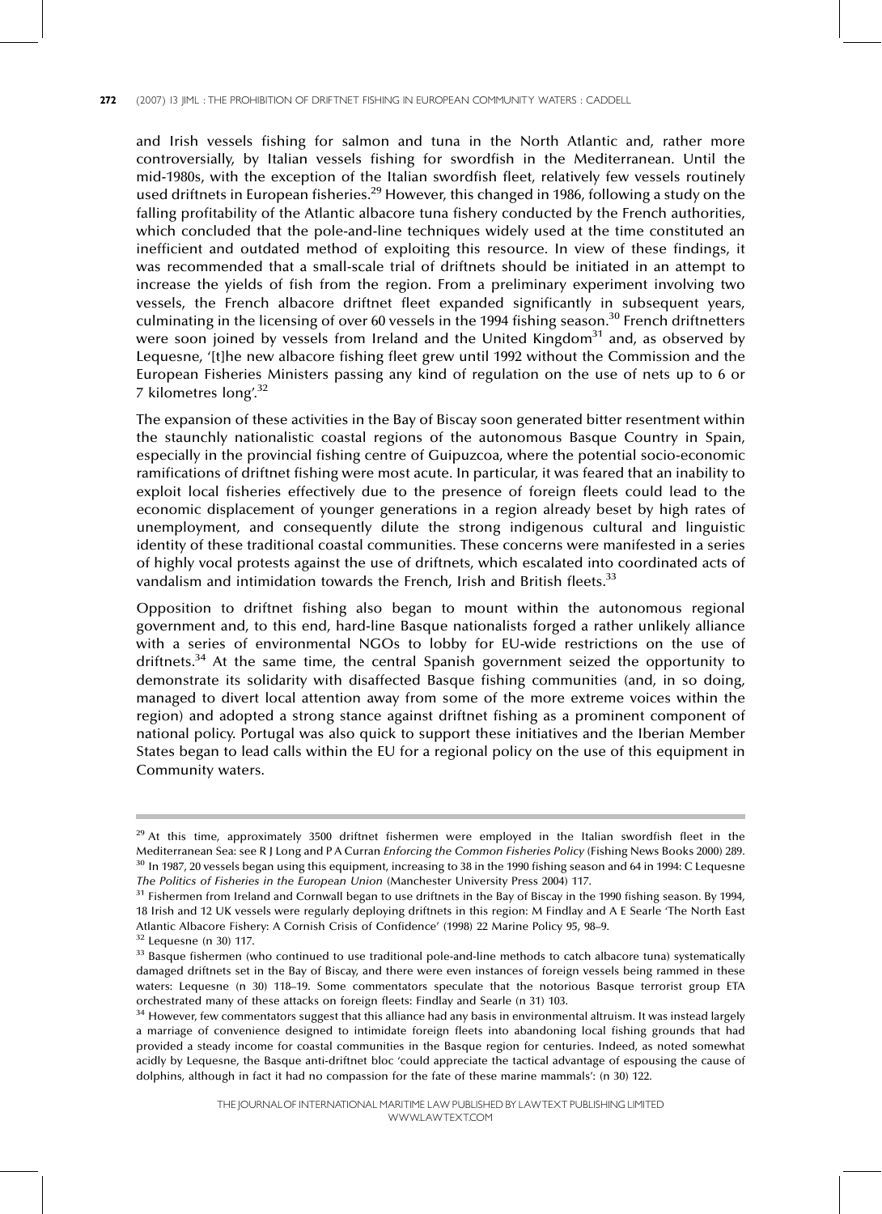and Irish vessels fishing for salmon and tuna in the North Atlantic and, rather more controversially, by Italian vessels fishing for swordfish in the Mediterranean. Until the mid-1980s, with the exception of the Italian swordfish fleet, relatively few vessels routinely used driftnets in European fisheries.[29] However, this changed in 1986, following a study on the falling profitability of the Atlantic albacore tuna fishery conducted by the French authorities, which concluded that the pole-and-line techniques widely used at the time constituted an inefficient and outdated method of exploiting this resource. In view of these findings, it was recommended that a small-scale trial of driftnets should be initiated in an attempt to increase the yields of fish from the region. From a preliminary experiment involving two vessels, the French albacore driftnet fleet expanded significantly in subsequent years, culminating in the licensing of over 60 vessels in the 1994 fishing season.[30] French driftnetters were soon joined by vessels from Ireland and the United Kingdom[31] and, as observed by Lequesne, '[t]he new albacore fishing fleet grew until 1992 without the Commission and the European Fisheries Ministers passing any kind of regulation on the use of nets up to 6 or 7 kilometres long'.[32]

The expansion of these activities in the Bay of Biscay soon generated bitter resentment within the staunchly nationalistic coastal regions of the autonomous Basque Country in Spain, especially in the provincial fishing centre of Guipuzcoa, where the potential socio-economic ramifications of driftnet fishing were most acute. In particular, it was feared that an inability to exploit local fisheries effectively due to the presence of foreign fleets could lead to the economic displacement of younger generations in a region already beset by high rates of unemployment, and consequently dilute the strong indigenous cultural and linguistic identity of these traditional coastal communities. These concerns were manifested in a series of highly vocal protests against the use of driftnets, which escalated into coordinated acts of vandalism and intimidation towards the French, Irish and British fleets.[33]

Opposition to driftnet fishing also began to mount within the autonomous regional government and, to this end, hard-line Basque nationalists forged a rather unlikely alliance with a series of environmental NGOs to lobby for EU-wide restrictions on the use of driftnets.[34] At the same time, the central Spanish government seized the opportunity to demonstrate its solidarity with disaffected Basque fishing communities (and, in so doing, managed to divert local attention away from some of the more extreme voices within the region) and adopted a strong stance against driftnet fishing as a prominent component of national policy. Portugal was also quick to support these initiatives and the Iberian Member States began to lead calls within the EU for a regional policy on the use of this equipment in Community waters.

---

[29] At this time, approximately 3500 driftnet fishermen were employed in the Italian swordfish fleet in the Mediterranean Sea: see R J Long and P A Curran *Enforcing the Common Fisheries Policy* (Fishing News Books 2000) 289.

[30] In 1987, 20 vessels began using this equipment, increasing to 38 in the 1990 fishing season and 64 in 1994: C Lequesne *The Politics of Fisheries in the European Union* (Manchester University Press 2004) 117.

[31] Fishermen from Ireland and Cornwall began to use driftnets in the Bay of Biscay in the 1990 fishing season. By 1994, 18 Irish and 12 UK vessels were regularly deploying driftnets in this region: M Findlay and A E Searle 'The North East Atlantic Albacore Fishery: A Cornish Crisis of Confidence' (1998) 22 Marine Policy 95, 98–9.

[32] Lequesne (n 30) 117.

[33] Basque fishermen (who continued to use traditional pole-and-line methods to catch albacore tuna) systematically damaged driftnets set in the Bay of Biscay, and there were even instances of foreign vessels being rammed in these waters: Lequesne (n 30) 118–19. Some commentators speculate that the notorious Basque terrorist group ETA orchestrated many of these attacks on foreign fleets: Findlay and Searle (n 31) 103.

[34] However, few commentators suggest that this alliance had any basis in environmental altruism. It was instead largely a marriage of convenience designed to intimidate foreign fleets into abandoning local fishing grounds that had provided a steady income for coastal communities in the Basque region for centuries. Indeed, as noted somewhat acidly by Lequesne, the Basque anti-driftnet bloc 'could appreciate the tactical advantage of espousing the cause of dolphins, although in fact it had no compassion for the fate of these marine mammals': (n 30) 122.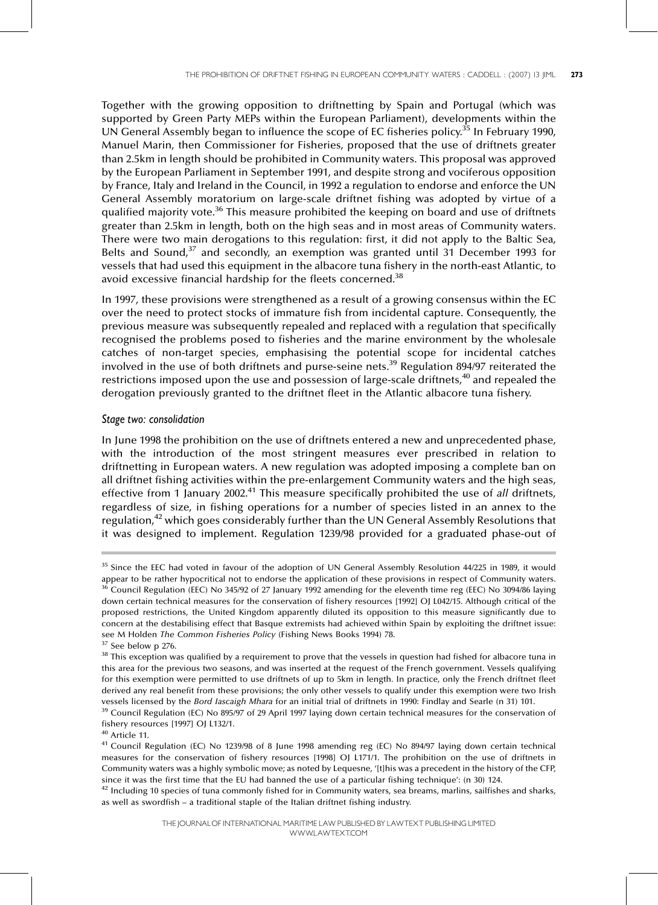Together with the growing opposition to driftnetting by Spain and Portugal (which was supported by Green Party MEPs within the European Parliament), developments within the UN General Assembly began to influence the scope of EC fisheries policy.[35] In February 1990, Manuel Marin, then Commissioner for Fisheries, proposed that the use of driftnets greater than 2.5km in length should be prohibited in Community waters. This proposal was approved by the European Parliament in September 1991, and despite strong and vociferous opposition by France, Italy and Ireland in the Council, in 1992 a regulation to endorse and enforce the UN General Assembly moratorium on large-scale driftnet fishing was adopted by virtue of a qualified majority vote.[36] This measure prohibited the keeping on board and use of driftnets greater than 2.5km in length, both on the high seas and in most areas of Community waters. There were two main derogations to this regulation: first, it did not apply to the Baltic Sea, Belts and Sound,[37] and secondly, an exemption was granted until 31 December 1993 for vessels that had used this equipment in the albacore tuna fishery in the north-east Atlantic, to avoid excessive financial hardship for the fleets concerned.[38]

In 1997, these provisions were strengthened as a result of a growing consensus within the EC over the need to protect stocks of immature fish from incidental capture. Consequently, the previous measure was subsequently repealed and replaced with a regulation that specifically recognised the problems posed to fisheries and the marine environment by the wholesale catches of non-target species, emphasising the potential scope for incidental catches involved in the use of both driftnets and purse-seine nets.[39] Regulation 894/97 reiterated the restrictions imposed upon the use and possession of large-scale driftnets,[40] and repealed the derogation previously granted to the driftnet fleet in the Atlantic albacore tuna fishery.

### *Stage two: consolidation*

In June 1998 the prohibition on the use of driftnets entered a new and unprecedented phase, with the introduction of the most stringent measures ever prescribed in relation to driftnetting in European waters. A new regulation was adopted imposing a complete ban on all driftnet fishing activities within the pre-enlargement Community waters and the high seas, effective from 1 January 2002.[41] This measure specifically prohibited the use of *all* driftnets, regardless of size, in fishing operations for a number of species listed in an annex to the regulation,[42] which goes considerably further than the UN General Assembly Resolutions that it was designed to implement. Regulation 1239/98 provided for a graduated phase-out of

---

[35] Since the EEC had voted in favour of the adoption of UN General Assembly Resolution 44/225 in 1989, it would appear to be rather hypocritical not to endorse the application of these provisions in respect of Community waters.

[36] Council Regulation (EEC) No 345/92 of 27 January 1992 amending for the eleventh time reg (EEC) No 3094/86 laying down certain technical measures for the conservation of fishery resources [1992] OJ L042/15. Although critical of the proposed restrictions, the United Kingdom apparently diluted its opposition to this measure significantly due to concern at the destabilising effect that Basque extremists had achieved within Spain by exploiting the driftnet issue: see M Holden *The Common Fisheries Policy* (Fishing News Books 1994) 78.

[37] See below p 276.

[38] This exception was qualified by a requirement to prove that the vessels in question had fished for albacore tuna in this area for the previous two seasons, and was inserted at the request of the French government. Vessels qualifying for this exemption were permitted to use driftnets of up to 5km in length. In practice, only the French driftnet fleet derived any real benefit from these provisions; the only other vessels to qualify under this exemption were two Irish vessels licensed by the *Bord Iascaigh Mhara* for an initial trial of driftnets in 1990: Findlay and Searle (n 31) 101.

[39] Council Regulation (EC) No 895/97 of 29 April 1997 laying down certain technical measures for the conservation of fishery resources [1997] OJ L132/1.

[40] Article 11.

[41] Council Regulation (EC) No 1239/98 of 8 June 1998 amending reg (EC) No 894/97 laying down certain technical measures for the conservation of fishery resources [1998] OJ L171/1. The prohibition on the use of driftnets in Community waters was a highly symbolic move; as noted by Lequesne, '[t]his was a precedent in the history of the CFP, since it was the first time that the EU had banned the use of a particular fishing technique': (n 30) 124.

[42] Including 10 species of tuna commonly fished for in Community waters, sea breams, marlins, sailfishes and sharks, as well as swordfish – a traditional staple of the Italian driftnet fishing industry.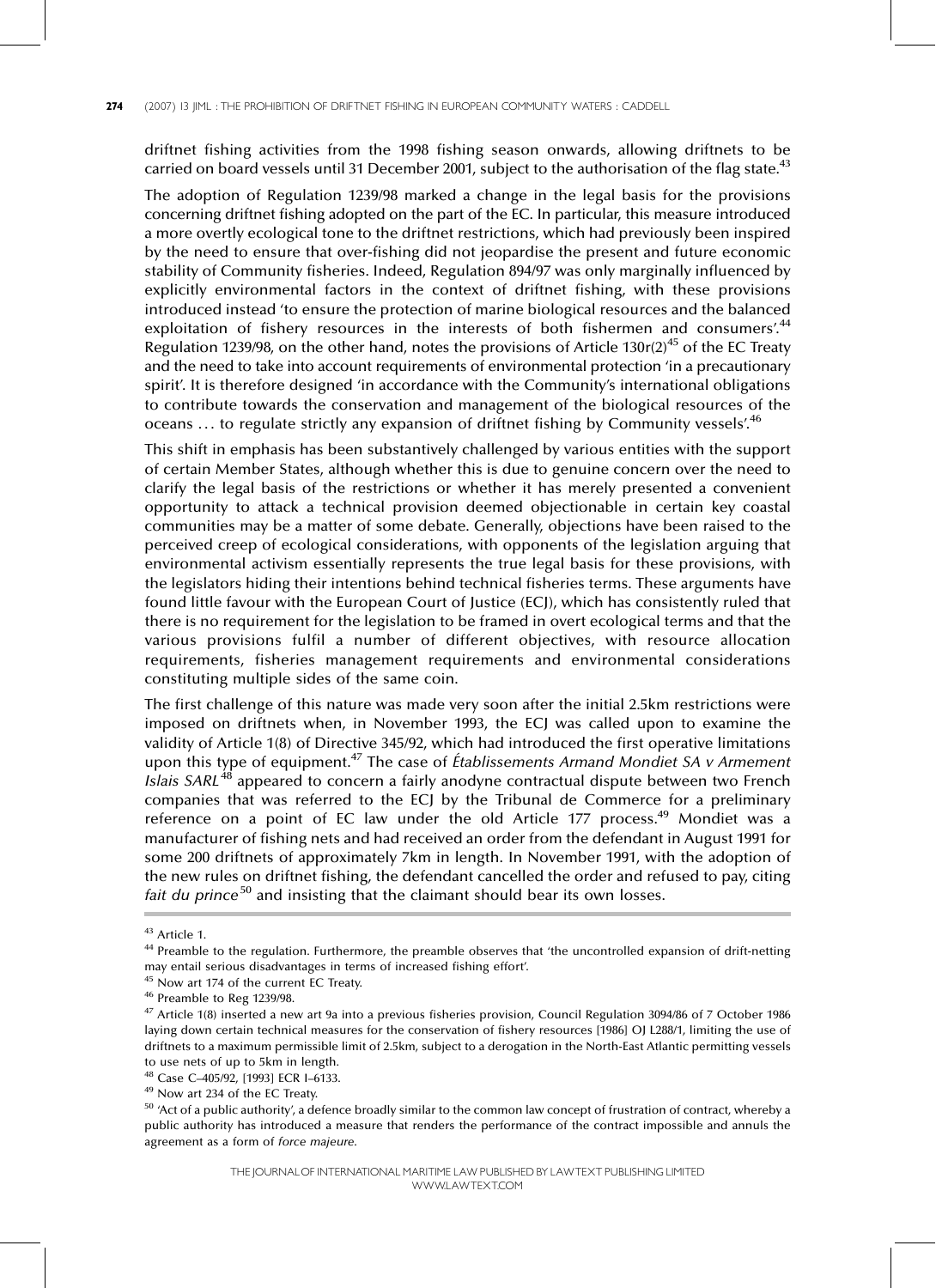driftnet fishing activities from the 1998 fishing season onwards, allowing driftnets to be carried on board vessels until 31 December 2001, subject to the authorisation of the flag state.[43]

The adoption of Regulation 1239/98 marked a change in the legal basis for the provisions concerning driftnet fishing adopted on the part of the EC. In particular, this measure introduced a more overtly ecological tone to the driftnet restrictions, which had previously been inspired by the need to ensure that over-fishing did not jeopardise the present and future economic stability of Community fisheries. Indeed, Regulation 894/97 was only marginally influenced by explicitly environmental factors in the context of driftnet fishing, with these provisions introduced instead 'to ensure the protection of marine biological resources and the balanced exploitation of fishery resources in the interests of both fishermen and consumers'.[44] Regulation 1239/98, on the other hand, notes the provisions of Article 130r(2)[45] of the EC Treaty and the need to take into account requirements of environmental protection 'in a precautionary spirit'. It is therefore designed 'in accordance with the Community's international obligations to contribute towards the conservation and management of the biological resources of the oceans … to regulate strictly any expansion of driftnet fishing by Community vessels'.[46]

This shift in emphasis has been substantively challenged by various entities with the support of certain Member States, although whether this is due to genuine concern over the need to clarify the legal basis of the restrictions or whether it has merely presented a convenient opportunity to attack a technical provision deemed objectionable in certain key coastal communities may be a matter of some debate. Generally, objections have been raised to the perceived creep of ecological considerations, with opponents of the legislation arguing that environmental activism essentially represents the true legal basis for these provisions, with the legislators hiding their intentions behind technical fisheries terms. These arguments have found little favour with the European Court of Justice (ECJ), which has consistently ruled that there is no requirement for the legislation to be framed in overt ecological terms and that the various provisions fulfil a number of different objectives, with resource allocation requirements, fisheries management requirements and environmental considerations constituting multiple sides of the same coin.

The first challenge of this nature was made very soon after the initial 2.5km restrictions were imposed on driftnets when, in November 1993, the ECJ was called upon to examine the validity of Article 1(8) of Directive 345/92, which had introduced the first operative limitations upon this type of equipment.[47] The case of *Établissements Armand Mondiet SA v Armement Islais SARL*[48] appeared to concern a fairly anodyne contractual dispute between two French companies that was referred to the ECJ by the Tribunal de Commerce for a preliminary reference on a point of EC law under the old Article 177 process.[49] Mondiet was a manufacturer of fishing nets and had received an order from the defendant in August 1991 for some 200 driftnets of approximately 7km in length. In November 1991, with the adoption of the new rules on driftnet fishing, the defendant cancelled the order and refused to pay, citing *fait du prince*[50] and insisting that the claimant should bear its own losses.

---

[43] Article 1.

[44] Preamble to the regulation. Furthermore, the preamble observes that 'the uncontrolled expansion of drift-netting may entail serious disadvantages in terms of increased fishing effort'.

[45] Now art 174 of the current EC Treaty.

[46] Preamble to Reg 1239/98.

[47] Article 1(8) inserted a new art 9a into a previous fisheries provision, Council Regulation 3094/86 of 7 October 1986 laying down certain technical measures for the conservation of fishery resources [1986] OJ L288/1, limiting the use of driftnets to a maximum permissible limit of 2.5km, subject to a derogation in the North-East Atlantic permitting vessels to use nets of up to 5km in length.

[48] Case C–405/92, [1993] ECR I–6133.

[49] Now art 234 of the EC Treaty.

[50] 'Act of a public authority', a defence broadly similar to the common law concept of frustration of contract, whereby a public authority has introduced a measure that renders the performance of the contract impossible and annuls the agreement as a form of *force majeure*.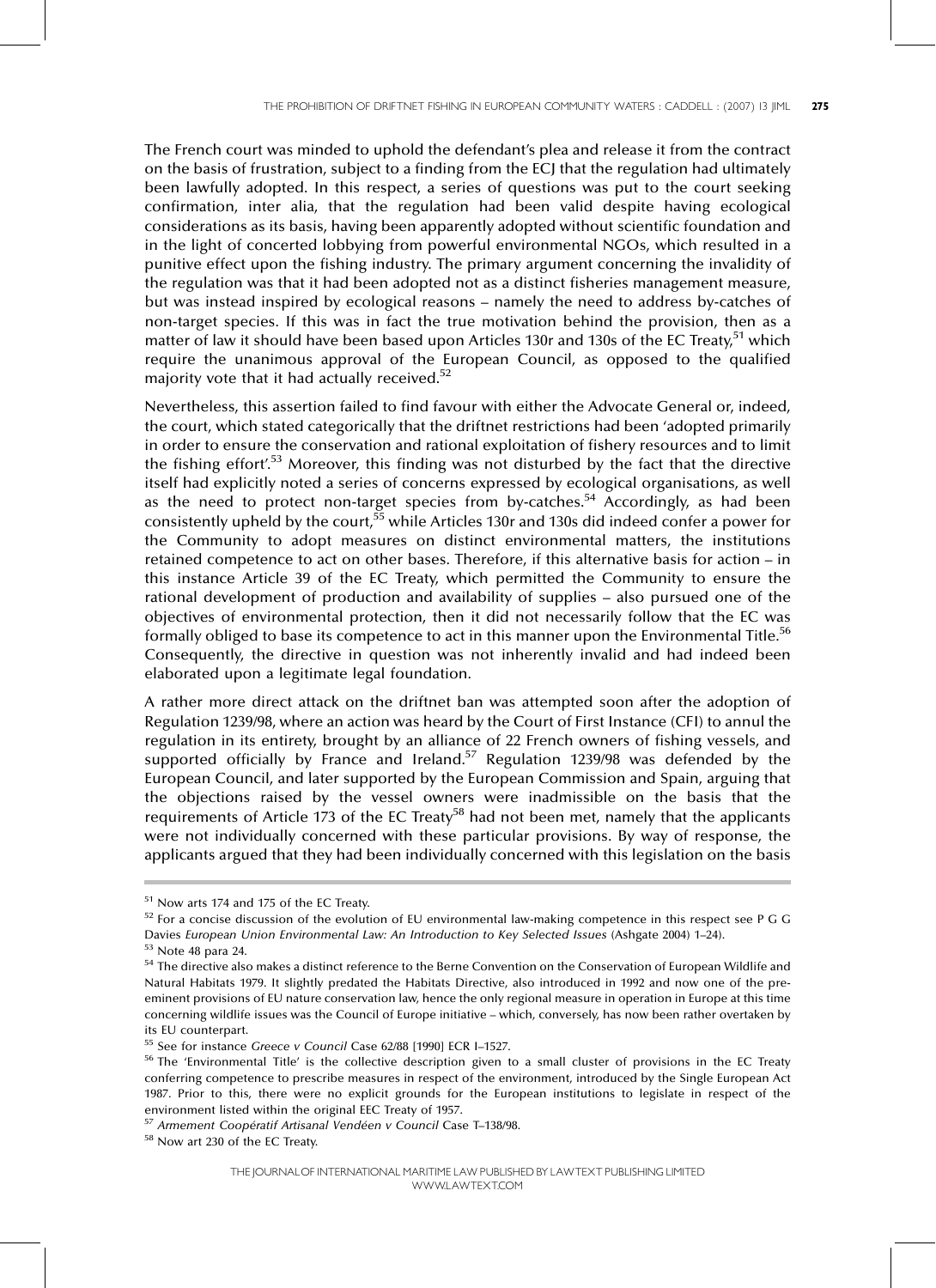The French court was minded to uphold the defendant's plea and release it from the contract on the basis of frustration, subject to a finding from the ECJ that the regulation had ultimately been lawfully adopted. In this respect, a series of questions was put to the court seeking confirmation, inter alia, that the regulation had been valid despite having ecological considerations as its basis, having been apparently adopted without scientific foundation and in the light of concerted lobbying from powerful environmental NGOs, which resulted in a punitive effect upon the fishing industry. The primary argument concerning the invalidity of the regulation was that it had been adopted not as a distinct fisheries management measure, but was instead inspired by ecological reasons – namely the need to address by-catches of non-target species. If this was in fact the true motivation behind the provision, then as a matter of law it should have been based upon Articles 130r and 130s of the EC Treaty,[51] which require the unanimous approval of the European Council, as opposed to the qualified majority vote that it had actually received.[52]

Nevertheless, this assertion failed to find favour with either the Advocate General or, indeed, the court, which stated categorically that the driftnet restrictions had been 'adopted primarily in order to ensure the conservation and rational exploitation of fishery resources and to limit the fishing effort'.[53] Moreover, this finding was not disturbed by the fact that the directive itself had explicitly noted a series of concerns expressed by ecological organisations, as well as the need to protect non-target species from by-catches.[54] Accordingly, as had been consistently upheld by the court,[55] while Articles 130r and 130s did indeed confer a power for the Community to adopt measures on distinct environmental matters, the institutions retained competence to act on other bases. Therefore, if this alternative basis for action – in this instance Article 39 of the EC Treaty, which permitted the Community to ensure the rational development of production and availability of supplies – also pursued one of the objectives of environmental protection, then it did not necessarily follow that the EC was formally obliged to base its competence to act in this manner upon the Environmental Title.[56] Consequently, the directive in question was not inherently invalid and had indeed been elaborated upon a legitimate legal foundation.

A rather more direct attack on the driftnet ban was attempted soon after the adoption of Regulation 1239/98, where an action was heard by the Court of First Instance (CFI) to annul the regulation in its entirety, brought by an alliance of 22 French owners of fishing vessels, and supported officially by France and Ireland.[57] Regulation 1239/98 was defended by the European Council, and later supported by the European Commission and Spain, arguing that the objections raised by the vessel owners were inadmissible on the basis that the requirements of Article 173 of the EC Treaty[58] had not been met, namely that the applicants were not individually concerned with these particular provisions. By way of response, the applicants argued that they had been individually concerned with this legislation on the basis

---

[51] Now arts 174 and 175 of the EC Treaty.

[52] For a concise discussion of the evolution of EU environmental law-making competence in this respect see P G G Davies *European Union Environmental Law: An Introduction to Key Selected Issues* (Ashgate 2004) 1–24).

[53] Note 48 para 24.

[54] The directive also makes a distinct reference to the Berne Convention on the Conservation of European Wildlife and Natural Habitats 1979. It slightly predated the Habitats Directive, also introduced in 1992 and now one of the pre-eminent provisions of EU nature conservation law, hence the only regional measure in operation in Europe at this time concerning wildlife issues was the Council of Europe initiative – which, conversely, has now been rather overtaken by its EU counterpart.

[55] See for instance *Greece v Council* Case 62/88 [1990] ECR I–1527.

[56] The 'Environmental Title' is the collective description given to a small cluster of provisions in the EC Treaty conferring competence to prescribe measures in respect of the environment, introduced by the Single European Act 1987. Prior to this, there were no explicit grounds for the European institutions to legislate in respect of the environment listed within the original EEC Treaty of 1957.

[57] *Armement Coopératif Artisanal Vendéen v Council* Case T–138/98.

[58] Now art 230 of the EC Treaty.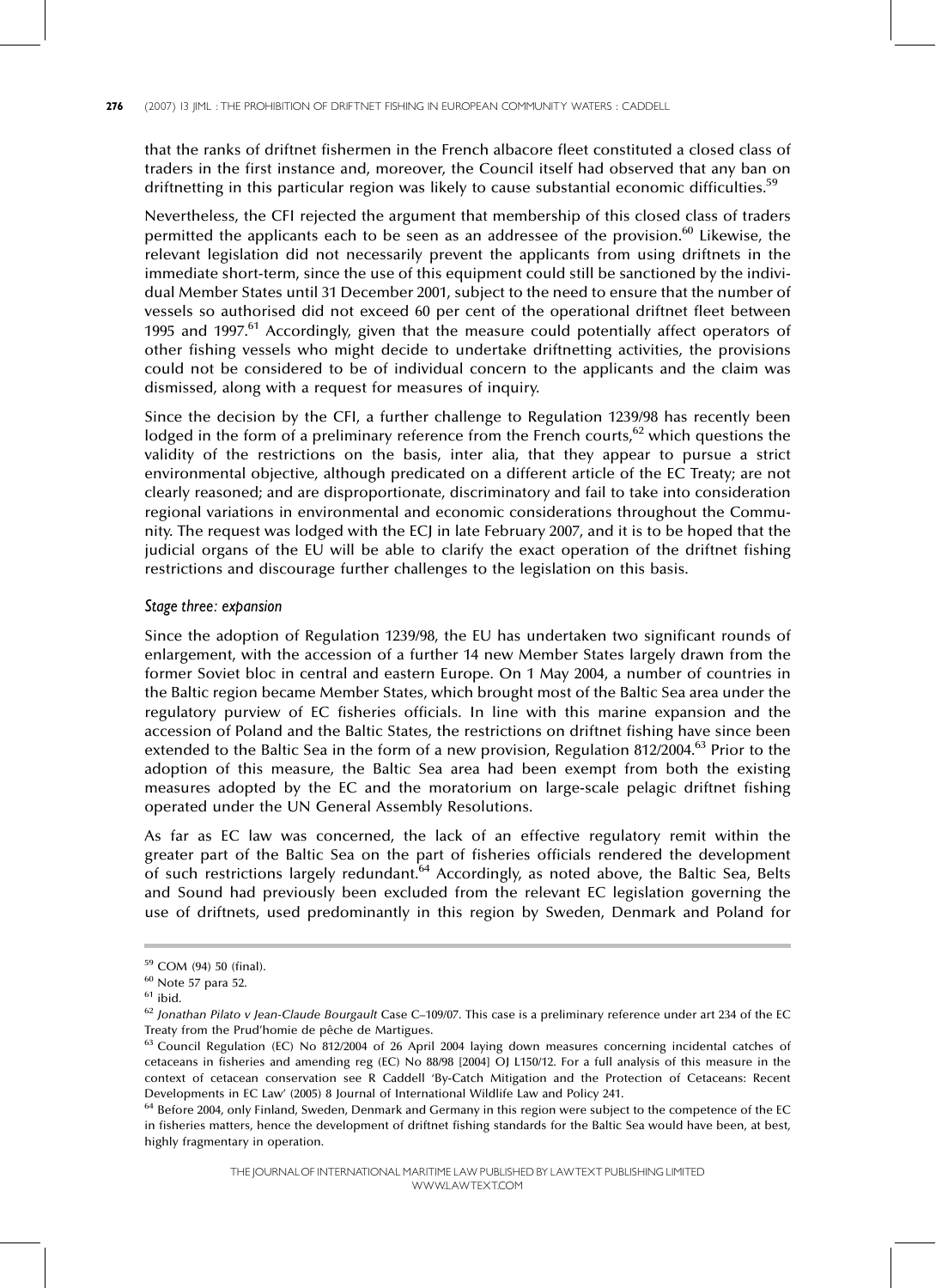that the ranks of driftnet fishermen in the French albacore fleet constituted a closed class of traders in the first instance and, moreover, the Council itself had observed that any ban on driftnetting in this particular region was likely to cause substantial economic difficulties.[59]

Nevertheless, the CFI rejected the argument that membership of this closed class of traders permitted the applicants each to be seen as an addressee of the provision.[60] Likewise, the relevant legislation did not necessarily prevent the applicants from using driftnets in the immediate short-term, since the use of this equipment could still be sanctioned by the individual Member States until 31 December 2001, subject to the need to ensure that the number of vessels so authorised did not exceed 60 per cent of the operational driftnet fleet between 1995 and 1997.[61] Accordingly, given that the measure could potentially affect operators of other fishing vessels who might decide to undertake driftnetting activities, the provisions could not be considered to be of individual concern to the applicants and the claim was dismissed, along with a request for measures of inquiry.

Since the decision by the CFI, a further challenge to Regulation 1239/98 has recently been lodged in the form of a preliminary reference from the French courts,[62] which questions the validity of the restrictions on the basis, inter alia, that they appear to pursue a strict environmental objective, although predicated on a different article of the EC Treaty; are not clearly reasoned; and are disproportionate, discriminatory and fail to take into consideration regional variations in environmental and economic considerations throughout the Community. The request was lodged with the ECJ in late February 2007, and it is to be hoped that the judicial organs of the EU will be able to clarify the exact operation of the driftnet fishing restrictions and discourage further challenges to the legislation on this basis.

### *Stage three: expansion*

Since the adoption of Regulation 1239/98, the EU has undertaken two significant rounds of enlargement, with the accession of a further 14 new Member States largely drawn from the former Soviet bloc in central and eastern Europe. On 1 May 2004, a number of countries in the Baltic region became Member States, which brought most of the Baltic Sea area under the regulatory purview of EC fisheries officials. In line with this marine expansion and the accession of Poland and the Baltic States, the restrictions on driftnet fishing have since been extended to the Baltic Sea in the form of a new provision, Regulation 812/2004.[63] Prior to the adoption of this measure, the Baltic Sea area had been exempt from both the existing measures adopted by the EC and the moratorium on large-scale pelagic driftnet fishing operated under the UN General Assembly Resolutions.

As far as EC law was concerned, the lack of an effective regulatory remit within the greater part of the Baltic Sea on the part of fisheries officials rendered the development of such restrictions largely redundant.[64] Accordingly, as noted above, the Baltic Sea, Belts and Sound had previously been excluded from the relevant EC legislation governing the use of driftnets, used predominantly in this region by Sweden, Denmark and Poland for

---

[59] COM (94) 50 (final).

[60] Note 57 para 52.

[61] ibid.

[62] *Jonathan Pilato v Jean-Claude Bourgault* Case C–109/07. This case is a preliminary reference under art 234 of the EC Treaty from the Prud'homie de pêche de Martigues.

[63] Council Regulation (EC) No 812/2004 of 26 April 2004 laying down measures concerning incidental catches of cetaceans in fisheries and amending reg (EC) No 88/98 [2004] OJ L150/12. For a full analysis of this measure in the context of cetacean conservation see R Caddell 'By-Catch Mitigation and the Protection of Cetaceans: Recent Developments in EC Law' (2005) 8 Journal of International Wildlife Law and Policy 241.

[64] Before 2004, only Finland, Sweden, Denmark and Germany in this region were subject to the competence of the EC in fisheries matters, hence the development of driftnet fishing standards for the Baltic Sea would have been, at best, highly fragmentary in operation.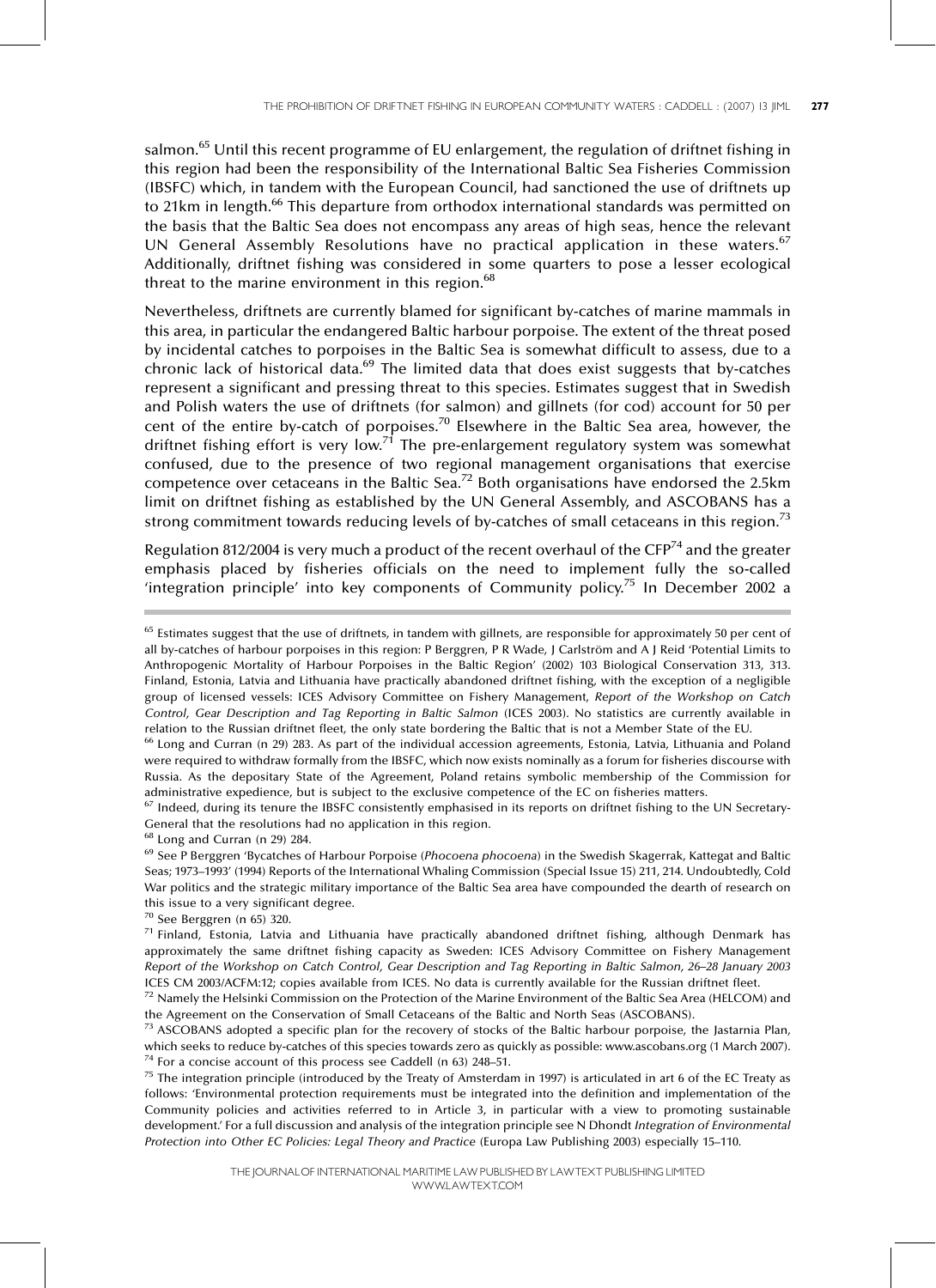salmon.[65] Until this recent programme of EU enlargement, the regulation of driftnet fishing in this region had been the responsibility of the International Baltic Sea Fisheries Commission (IBSFC) which, in tandem with the European Council, had sanctioned the use of driftnets up to 21km in length.[66] This departure from orthodox international standards was permitted on the basis that the Baltic Sea does not encompass any areas of high seas, hence the relevant UN General Assembly Resolutions have no practical application in these waters.[67] Additionally, driftnet fishing was considered in some quarters to pose a lesser ecological threat to the marine environment in this region.[68]

Nevertheless, driftnets are currently blamed for significant by-catches of marine mammals in this area, in particular the endangered Baltic harbour porpoise. The extent of the threat posed by incidental catches to porpoises in the Baltic Sea is somewhat difficult to assess, due to a chronic lack of historical data.[69] The limited data that does exist suggests that by-catches represent a significant and pressing threat to this species. Estimates suggest that in Swedish and Polish waters the use of driftnets (for salmon) and gillnets (for cod) account for 50 per cent of the entire by-catch of porpoises.[70] Elsewhere in the Baltic Sea area, however, the driftnet fishing effort is very low.[71] The pre-enlargement regulatory system was somewhat confused, due to the presence of two regional management organisations that exercise competence over cetaceans in the Baltic Sea.[72] Both organisations have endorsed the 2.5km limit on driftnet fishing as established by the UN General Assembly, and ASCOBANS has a strong commitment towards reducing levels of by-catches of small cetaceans in this region.[73]

Regulation 812/2004 is very much a product of the recent overhaul of the CFP[74] and the greater emphasis placed by fisheries officials on the need to implement fully the so-called 'integration principle' into key components of Community policy.[75] In December 2002 a

---

[65] Estimates suggest that the use of driftnets, in tandem with gillnets, are responsible for approximately 50 per cent of all by-catches of harbour porpoises in this region: P Berggren, P R Wade, J Carlström and A J Reid 'Potential Limits to Anthropogenic Mortality of Harbour Porpoises in the Baltic Region' (2002) 103 Biological Conservation 313, 313. Finland, Estonia, Latvia and Lithuania have practically abandoned driftnet fishing, with the exception of a negligible group of licensed vessels: ICES Advisory Committee on Fishery Management, *Report of the Workshop on Catch Control, Gear Description and Tag Reporting in Baltic Salmon* (ICES 2003). No statistics are currently available in relation to the Russian driftnet fleet, the only state bordering the Baltic that is not a Member State of the EU.

[66] Long and Curran (n 29) 283. As part of the individual accession agreements, Estonia, Latvia, Lithuania and Poland were required to withdraw formally from the IBSFC, which now exists nominally as a forum for fisheries discourse with Russia. As the depositary State of the Agreement, Poland retains symbolic membership of the Commission for administrative expedience, but is subject to the exclusive competence of the EC on fisheries matters.

[67] Indeed, during its tenure the IBSFC consistently emphasised in its reports on driftnet fishing to the UN Secretary-General that the resolutions had no application in this region.

[68] Long and Curran (n 29) 284.

[69] See P Berggren 'Bycatches of Harbour Porpoise (*Phocoena phocoena*) in the Swedish Skagerrak, Kattegat and Baltic Seas; 1973–1993' (1994) Reports of the International Whaling Commission (Special Issue 15) 211, 214. Undoubtedly, Cold War politics and the strategic military importance of the Baltic Sea area have compounded the dearth of research on this issue to a very significant degree.

[70] See Berggren (n 65) 320.

[71] Finland, Estonia, Latvia and Lithuania have practically abandoned driftnet fishing, although Denmark has approximately the same driftnet fishing capacity as Sweden: ICES Advisory Committee on Fishery Management *Report of the Workshop on Catch Control, Gear Description and Tag Reporting in Baltic Salmon, 26–28 January 2003* ICES CM 2003/ACFM:12; copies available from ICES. No data is currently available for the Russian driftnet fleet.

[72] Namely the Helsinki Commission on the Protection of the Marine Environment of the Baltic Sea Area (HELCOM) and the Agreement on the Conservation of Small Cetaceans of the Baltic and North Seas (ASCOBANS).

[73] ASCOBANS adopted a specific plan for the recovery of stocks of the Baltic harbour porpoise, the Jastarnia Plan, which seeks to reduce by-catches of this species towards zero as quickly as possible: www.ascobans.org (1 March 2007).

[74] For a concise account of this process see Caddell (n 63) 248–51.

[75] The integration principle (introduced by the Treaty of Amsterdam in 1997) is articulated in art 6 of the EC Treaty as follows: 'Environmental protection requirements must be integrated into the definition and implementation of the Community policies and activities referred to in Article 3, in particular with a view to promoting sustainable development.' For a full discussion and analysis of the integration principle see N Dhondt *Integration of Environmental Protection into Other EC Policies: Legal Theory and Practice* (Europa Law Publishing 2003) especially 15–110.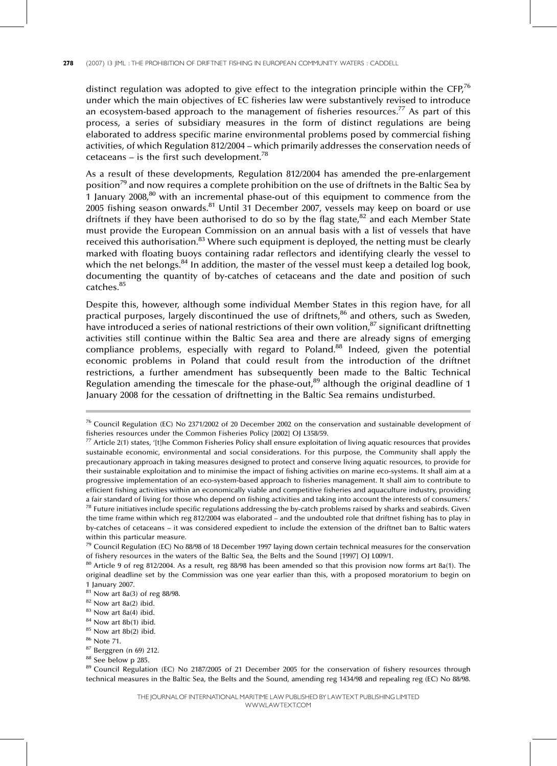distinct regulation was adopted to give effect to the integration principle within the CFP,[76] under which the main objectives of EC fisheries law were substantively revised to introduce an ecosystem-based approach to the management of fisheries resources.[77] As part of this process, a series of subsidiary measures in the form of distinct regulations are being elaborated to address specific marine environmental problems posed by commercial fishing activities, of which Regulation 812/2004 – which primarily addresses the conservation needs of cetaceans – is the first such development.[78]

As a result of these developments, Regulation 812/2004 has amended the pre-enlargement position[79] and now requires a complete prohibition on the use of driftnets in the Baltic Sea by 1 January 2008,[80] with an incremental phase-out of this equipment to commence from the 2005 fishing season onwards.[81] Until 31 December 2007, vessels may keep on board or use driftnets if they have been authorised to do so by the flag state,[82] and each Member State must provide the European Commission on an annual basis with a list of vessels that have received this authorisation.[83] Where such equipment is deployed, the netting must be clearly marked with floating buoys containing radar reflectors and identifying clearly the vessel to which the net belongs.[84] In addition, the master of the vessel must keep a detailed log book, documenting the quantity of by-catches of cetaceans and the date and position of such catches.[85]

Despite this, however, although some individual Member States in this region have, for all practical purposes, largely discontinued the use of driftnets,[86] and others, such as Sweden, have introduced a series of national restrictions of their own volition,[87] significant driftnetting activities still continue within the Baltic Sea area and there are already signs of emerging compliance problems, especially with regard to Poland.[88] Indeed, given the potential economic problems in Poland that could result from the introduction of the driftnet restrictions, a further amendment has subsequently been made to the Baltic Technical Regulation amending the timescale for the phase-out,[89] although the original deadline of 1 January 2008 for the cessation of driftnetting in the Baltic Sea remains undisturbed.

---

[76] Council Regulation (EC) No 2371/2002 of 20 December 2002 on the conservation and sustainable development of fisheries resources under the Common Fisheries Policy [2002] OJ L358/59.

[77] Article 2(1) states, '[t]he Common Fisheries Policy shall ensure exploitation of living aquatic resources that provides sustainable economic, environmental and social considerations. For this purpose, the Community shall apply the precautionary approach in taking measures designed to protect and conserve living aquatic resources, to provide for their sustainable exploitation and to minimise the impact of fishing activities on marine eco-systems. It shall aim at a progressive implementation of an eco-system-based approach to fisheries management. It shall aim to contribute to efficient fishing activities within an economically viable and competitive fisheries and aquaculture industry, providing a fair standard of living for those who depend on fishing activities and taking into account the interests of consumers.'

[78] Future initiatives include specific regulations addressing the by-catch problems raised by sharks and seabirds. Given the time frame within which reg 812/2004 was elaborated – and the undoubted role that driftnet fishing has to play in by-catches of cetaceans – it was considered expedient to include the extension of the driftnet ban to Baltic waters within this particular measure.

[79] Council Regulation (EC) No 88/98 of 18 December 1997 laying down certain technical measures for the conservation of fishery resources in the waters of the Baltic Sea, the Belts and the Sound [1997] OJ L009/1.

[80] Article 9 of reg 812/2004. As a result, reg 88/98 has been amended so that this provision now forms art 8a(1). The original deadline set by the Commission was one year earlier than this, with a proposed moratorium to begin on 1 January 2007.

[81] Now art 8a(3) of reg 88/98.

[82] Now art 8a(2) ibid.

[83] Now art 8a(4) ibid.

[84] Now art 8b(1) ibid.

[85] Now art 8b(2) ibid.

[86] Note 71.

[87] Berggren (n 69) 212.

[88] See below p 285.

[89] Council Regulation (EC) No 2187/2005 of 21 December 2005 for the conservation of fishery resources through technical measures in the Baltic Sea, the Belts and the Sound, amending reg 1434/98 and repealing reg (EC) No 88/98.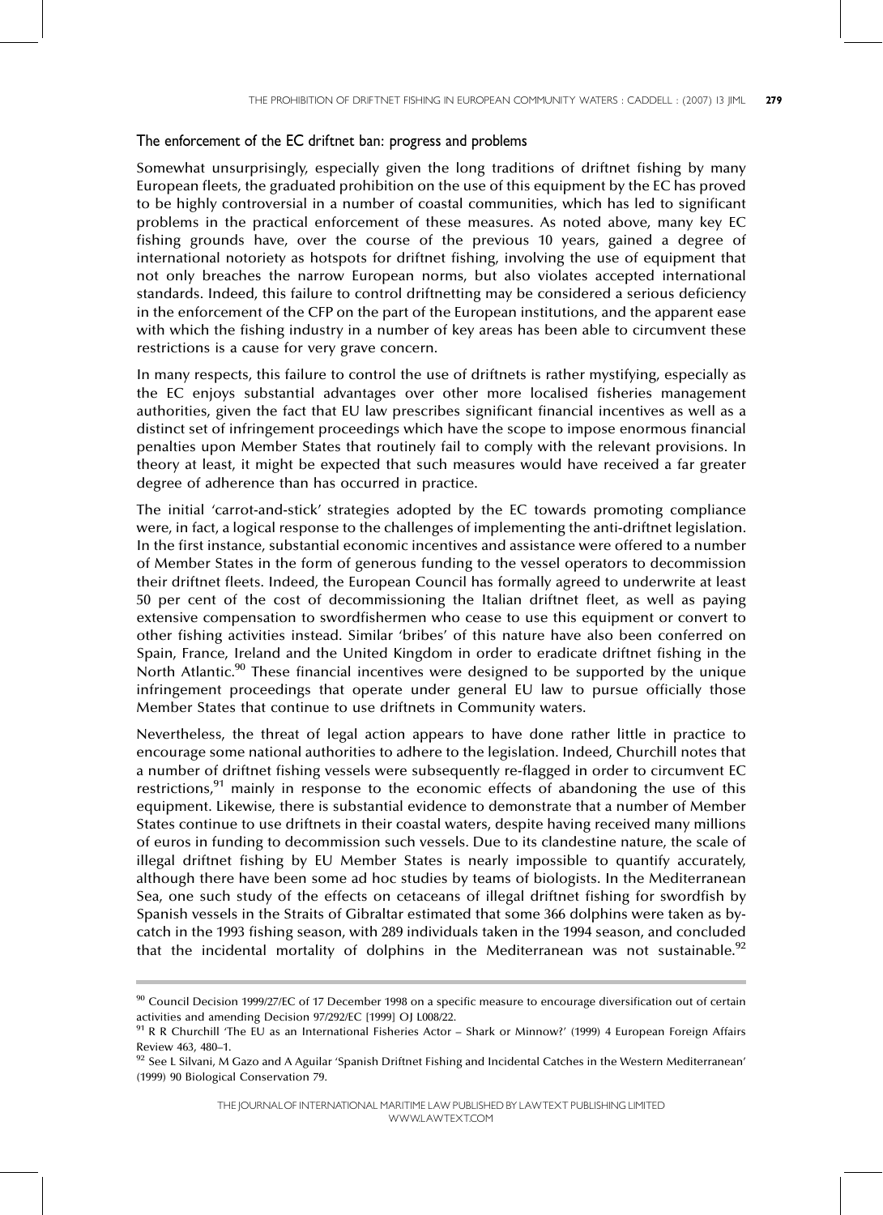### The enforcement of the EC driftnet ban: progress and problems

Somewhat unsurprisingly, especially given the long traditions of driftnet fishing by many European fleets, the graduated prohibition on the use of this equipment by the EC has proved to be highly controversial in a number of coastal communities, which has led to significant problems in the practical enforcement of these measures. As noted above, many key EC fishing grounds have, over the course of the previous 10 years, gained a degree of international notoriety as hotspots for driftnet fishing, involving the use of equipment that not only breaches the narrow European norms, but also violates accepted international standards. Indeed, this failure to control driftnetting may be considered a serious deficiency in the enforcement of the CFP on the part of the European institutions, and the apparent ease with which the fishing industry in a number of key areas has been able to circumvent these restrictions is a cause for very grave concern.

In many respects, this failure to control the use of driftnets is rather mystifying, especially as the EC enjoys substantial advantages over other more localised fisheries management authorities, given the fact that EU law prescribes significant financial incentives as well as a distinct set of infringement proceedings which have the scope to impose enormous financial penalties upon Member States that routinely fail to comply with the relevant provisions. In theory at least, it might be expected that such measures would have received a far greater degree of adherence than has occurred in practice.

The initial 'carrot-and-stick' strategies adopted by the EC towards promoting compliance were, in fact, a logical response to the challenges of implementing the anti-driftnet legislation. In the first instance, substantial economic incentives and assistance were offered to a number of Member States in the form of generous funding to the vessel operators to decommission their driftnet fleets. Indeed, the European Council has formally agreed to underwrite at least 50 per cent of the cost of decommissioning the Italian driftnet fleet, as well as paying extensive compensation to swordfishermen who cease to use this equipment or convert to other fishing activities instead. Similar 'bribes' of this nature have also been conferred on Spain, France, Ireland and the United Kingdom in order to eradicate driftnet fishing in the North Atlantic.[90] These financial incentives were designed to be supported by the unique infringement proceedings that operate under general EU law to pursue officially those Member States that continue to use driftnets in Community waters.

Nevertheless, the threat of legal action appears to have done rather little in practice to encourage some national authorities to adhere to the legislation. Indeed, Churchill notes that a number of driftnet fishing vessels were subsequently re-flagged in order to circumvent EC restrictions,[91] mainly in response to the economic effects of abandoning the use of this equipment. Likewise, there is substantial evidence to demonstrate that a number of Member States continue to use driftnets in their coastal waters, despite having received many millions of euros in funding to decommission such vessels. Due to its clandestine nature, the scale of illegal driftnet fishing by EU Member States is nearly impossible to quantify accurately, although there have been some ad hoc studies by teams of biologists. In the Mediterranean Sea, one such study of the effects on cetaceans of illegal driftnet fishing for swordfish by Spanish vessels in the Straits of Gibraltar estimated that some 366 dolphins were taken as by-catch in the 1993 fishing season, with 289 individuals taken in the 1994 season, and concluded that the incidental mortality of dolphins in the Mediterranean was not sustainable.[92]

---

[90] Council Decision 1999/27/EC of 17 December 1998 on a specific measure to encourage diversification out of certain activities and amending Decision 97/292/EC [1999] OJ L008/22.

[91] R R Churchill 'The EU as an International Fisheries Actor – Shark or Minnow?' (1999) 4 European Foreign Affairs Review 463, 480–1.

[92] See L Silvani, M Gazo and A Aguilar 'Spanish Driftnet Fishing and Incidental Catches in the Western Mediterranean' (1999) 90 Biological Conservation 79.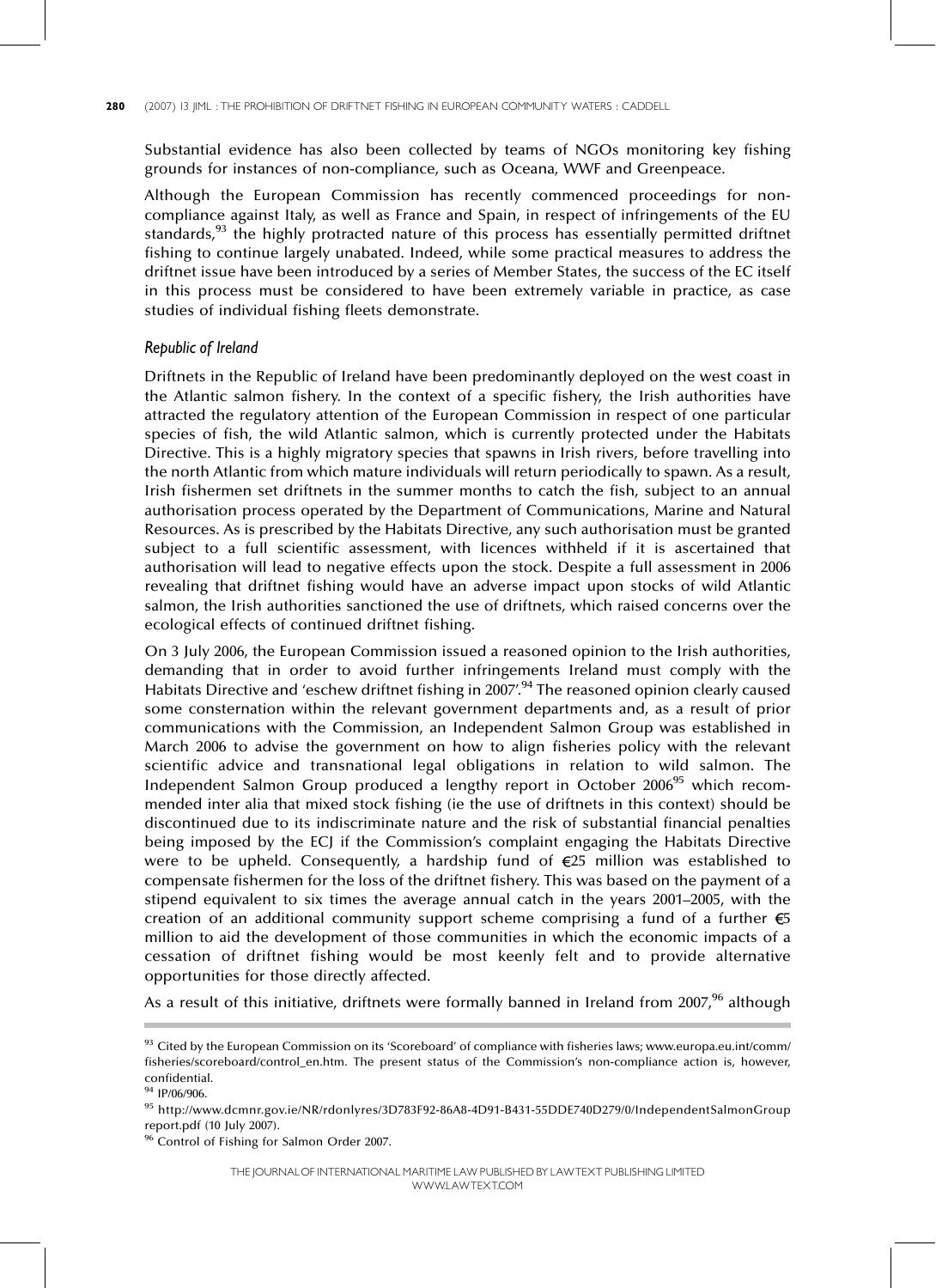Substantial evidence has also been collected by teams of NGOs monitoring key fishing grounds for instances of non-compliance, such as Oceana, WWF and Greenpeace.

Although the European Commission has recently commenced proceedings for non-compliance against Italy, as well as France and Spain, in respect of infringements of the EU standards,[93] the highly protracted nature of this process has essentially permitted driftnet fishing to continue largely unabated. Indeed, while some practical measures to address the driftnet issue have been introduced by a series of Member States, the success of the EC itself in this process must be considered to have been extremely variable in practice, as case studies of individual fishing fleets demonstrate.

### *Republic of Ireland*

Driftnets in the Republic of Ireland have been predominantly deployed on the west coast in the Atlantic salmon fishery. In the context of a specific fishery, the Irish authorities have attracted the regulatory attention of the European Commission in respect of one particular species of fish, the wild Atlantic salmon, which is currently protected under the Habitats Directive. This is a highly migratory species that spawns in Irish rivers, before travelling into the north Atlantic from which mature individuals will return periodically to spawn. As a result, Irish fishermen set driftnets in the summer months to catch the fish, subject to an annual authorisation process operated by the Department of Communications, Marine and Natural Resources. As is prescribed by the Habitats Directive, any such authorisation must be granted subject to a full scientific assessment, with licences withheld if it is ascertained that authorisation will lead to negative effects upon the stock. Despite a full assessment in 2006 revealing that driftnet fishing would have an adverse impact upon stocks of wild Atlantic salmon, the Irish authorities sanctioned the use of driftnets, which raised concerns over the ecological effects of continued driftnet fishing.

On 3 July 2006, the European Commission issued a reasoned opinion to the Irish authorities, demanding that in order to avoid further infringements Ireland must comply with the Habitats Directive and 'eschew driftnet fishing in 2007'.[94] The reasoned opinion clearly caused some consternation within the relevant government departments and, as a result of prior communications with the Commission, an Independent Salmon Group was established in March 2006 to advise the government on how to align fisheries policy with the relevant scientific advice and transnational legal obligations in relation to wild salmon. The Independent Salmon Group produced a lengthy report in October 2006[95] which recommended inter alia that mixed stock fishing (ie the use of driftnets in this context) should be discontinued due to its indiscriminate nature and the risk of substantial financial penalties being imposed by the ECJ if the Commission's complaint engaging the Habitats Directive were to be upheld. Consequently, a hardship fund of €25 million was established to compensate fishermen for the loss of the driftnet fishery. This was based on the payment of a stipend equivalent to six times the average annual catch in the years 2001–2005, with the creation of an additional community support scheme comprising a fund of a further €5 million to aid the development of those communities in which the economic impacts of a cessation of driftnet fishing would be most keenly felt and to provide alternative opportunities for those directly affected.

As a result of this initiative, driftnets were formally banned in Ireland from 2007,[96] although

---

[93] Cited by the European Commission on its 'Scoreboard' of compliance with fisheries laws; www.europa.eu.int/comm/fisheries/scoreboard/control_en.htm. The present status of the Commission's non-compliance action is, however, confidential.

[94] IP/06/906.

[95] http://www.dcmnr.gov.ie/NR/rdonlyres/3D783F92-86A8-4D91-B431-55DDE740D279/0/IndependentSalmonGroupreport.pdf (10 July 2007).

[96] Control of Fishing for Salmon Order 2007.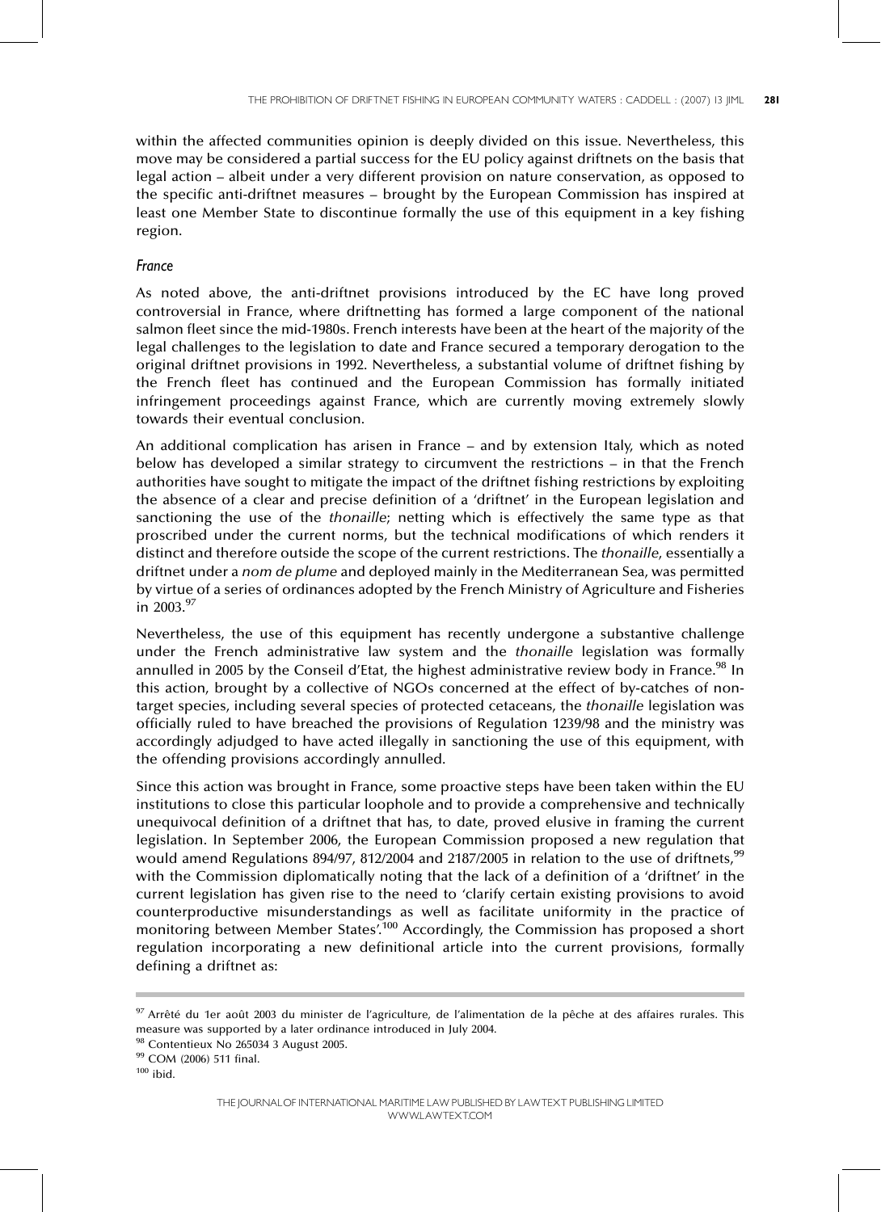within the affected communities opinion is deeply divided on this issue. Nevertheless, this move may be considered a partial success for the EU policy against driftnets on the basis that legal action – albeit under a very different provision on nature conservation, as opposed to the specific anti-driftnet measures – brought by the European Commission has inspired at least one Member State to discontinue formally the use of this equipment in a key fishing region.

### *France*

As noted above, the anti-driftnet provisions introduced by the EC have long proved controversial in France, where driftnetting has formed a large component of the national salmon fleet since the mid-1980s. French interests have been at the heart of the majority of the legal challenges to the legislation to date and France secured a temporary derogation to the original driftnet provisions in 1992. Nevertheless, a substantial volume of driftnet fishing by the French fleet has continued and the European Commission has formally initiated infringement proceedings against France, which are currently moving extremely slowly towards their eventual conclusion.

An additional complication has arisen in France – and by extension Italy, which as noted below has developed a similar strategy to circumvent the restrictions – in that the French authorities have sought to mitigate the impact of the driftnet fishing restrictions by exploiting the absence of a clear and precise definition of a 'driftnet' in the European legislation and sanctioning the use of the *thonaille*; netting which is effectively the same type as that proscribed under the current norms, but the technical modifications of which renders it distinct and therefore outside the scope of the current restrictions. The *thonaille*, essentially a driftnet under a *nom de plume* and deployed mainly in the Mediterranean Sea, was permitted by virtue of a series of ordinances adopted by the French Ministry of Agriculture and Fisheries in 2003.[97]

Nevertheless, the use of this equipment has recently undergone a substantive challenge under the French administrative law system and the *thonaille* legislation was formally annulled in 2005 by the Conseil d'Etat, the highest administrative review body in France.[98] In this action, brought by a collective of NGOs concerned at the effect of by-catches of non-target species, including several species of protected cetaceans, the *thonaille* legislation was officially ruled to have breached the provisions of Regulation 1239/98 and the ministry was accordingly adjudged to have acted illegally in sanctioning the use of this equipment, with the offending provisions accordingly annulled.

Since this action was brought in France, some proactive steps have been taken within the EU institutions to close this particular loophole and to provide a comprehensive and technically unequivocal definition of a driftnet that has, to date, proved elusive in framing the current legislation. In September 2006, the European Commission proposed a new regulation that would amend Regulations 894/97, 812/2004 and 2187/2005 in relation to the use of driftnets,[99] with the Commission diplomatically noting that the lack of a definition of a 'driftnet' in the current legislation has given rise to the need to 'clarify certain existing provisions to avoid counterproductive misunderstandings as well as facilitate uniformity in the practice of monitoring between Member States'.[100] Accordingly, the Commission has proposed a short regulation incorporating a new definitional article into the current provisions, formally defining a driftnet as:

---

[97] Arrêté du 1er août 2003 du minister de l'agriculture, de l'alimentation de la pêche at des affaires rurales. This measure was supported by a later ordinance introduced in July 2004.

[98] Contentieux No 265034 3 August 2005.

[99] COM (2006) 511 final.

[100] ibid.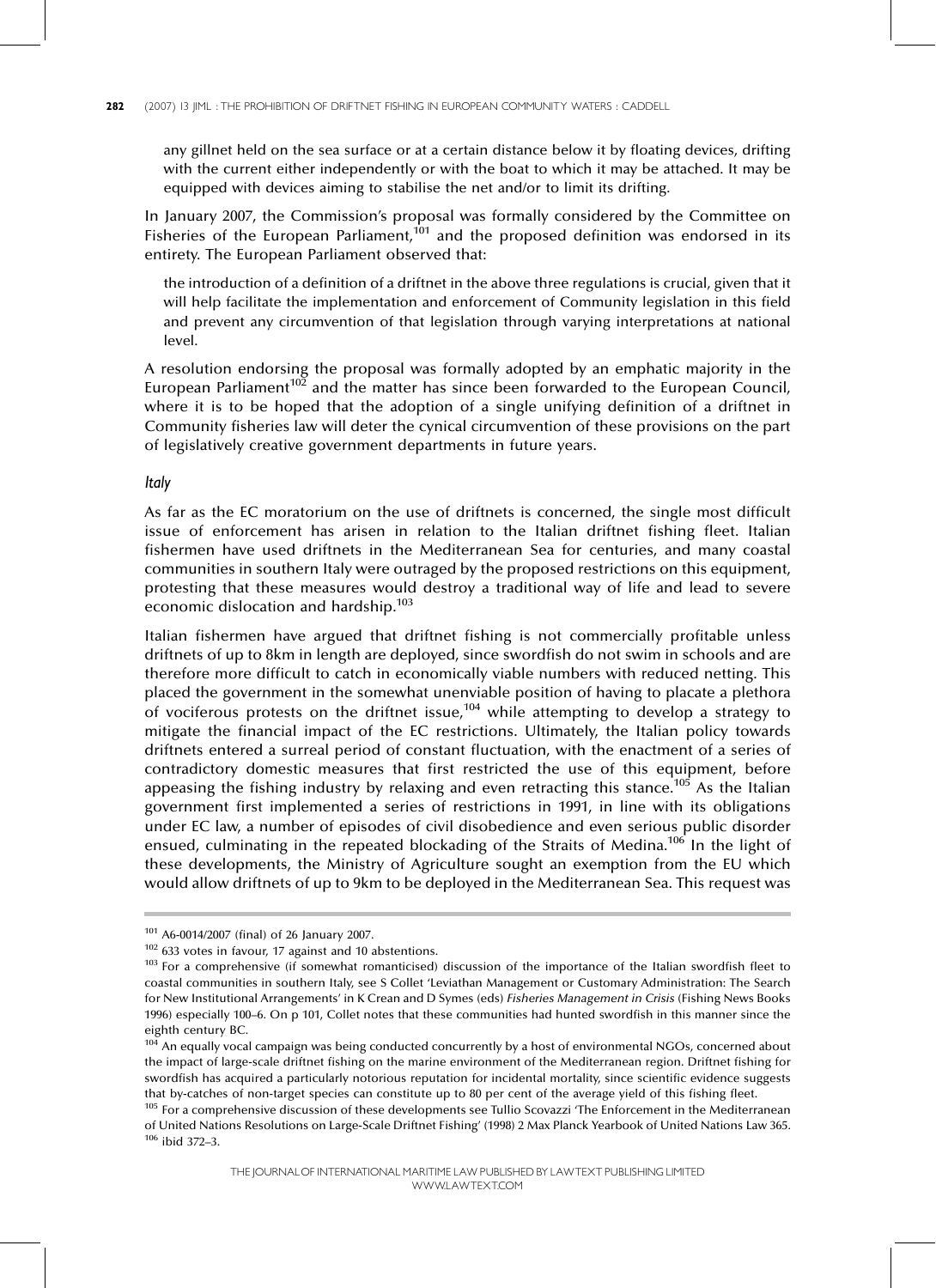any gillnet held on the sea surface or at a certain distance below it by floating devices, drifting with the current either independently or with the boat to which it may be attached. It may be equipped with devices aiming to stabilise the net and/or to limit its drifting.

In January 2007, the Commission's proposal was formally considered by the Committee on Fisheries of the European Parliament,[101] and the proposed definition was endorsed in its entirety. The European Parliament observed that:

> the introduction of a definition of a driftnet in the above three regulations is crucial, given that it will help facilitate the implementation and enforcement of Community legislation in this field and prevent any circumvention of that legislation through varying interpretations at national level.

A resolution endorsing the proposal was formally adopted by an emphatic majority in the European Parliament[102] and the matter has since been forwarded to the European Council, where it is to be hoped that the adoption of a single unifying definition of a driftnet in Community fisheries law will deter the cynical circumvention of these provisions on the part of legislatively creative government departments in future years.

### *Italy*

As far as the EC moratorium on the use of driftnets is concerned, the single most difficult issue of enforcement has arisen in relation to the Italian driftnet fishing fleet. Italian fishermen have used driftnets in the Mediterranean Sea for centuries, and many coastal communities in southern Italy were outraged by the proposed restrictions on this equipment, protesting that these measures would destroy a traditional way of life and lead to severe economic dislocation and hardship.[103]

Italian fishermen have argued that driftnet fishing is not commercially profitable unless driftnets of up to 8km in length are deployed, since swordfish do not swim in schools and are therefore more difficult to catch in economically viable numbers with reduced netting. This placed the government in the somewhat unenviable position of having to placate a plethora of vociferous protests on the driftnet issue,[104] while attempting to develop a strategy to mitigate the financial impact of the EC restrictions. Ultimately, the Italian policy towards driftnets entered a surreal period of constant fluctuation, with the enactment of a series of contradictory domestic measures that first restricted the use of this equipment, before appeasing the fishing industry by relaxing and even retracting this stance.[105] As the Italian government first implemented a series of restrictions in 1991, in line with its obligations under EC law, a number of episodes of civil disobedience and even serious public disorder ensued, culminating in the repeated blockading of the Straits of Medina.[106] In the light of these developments, the Ministry of Agriculture sought an exemption from the EU which would allow driftnets of up to 9km to be deployed in the Mediterranean Sea. This request was

---

[101] A6-0014/2007 (final) of 26 January 2007.

[102] 633 votes in favour, 17 against and 10 abstentions.

[103] For a comprehensive (if somewhat romanticised) discussion of the importance of the Italian swordfish fleet to coastal communities in southern Italy, see S Collet 'Leviathan Management or Customary Administration: The Search for New Institutional Arrangements' in K Crean and D Symes (eds) *Fisheries Management in Crisis* (Fishing News Books 1996) especially 100–6. On p 101, Collet notes that these communities had hunted swordfish in this manner since the eighth century BC.

[104] An equally vocal campaign was being conducted concurrently by a host of environmental NGOs, concerned about the impact of large-scale driftnet fishing on the marine environment of the Mediterranean region. Driftnet fishing for swordfish has acquired a particularly notorious reputation for incidental mortality, since scientific evidence suggests that by-catches of non-target species can constitute up to 80 per cent of the average yield of this fishing fleet.

[105] For a comprehensive discussion of these developments see Tullio Scovazzi 'The Enforcement in the Mediterranean of United Nations Resolutions on Large-Scale Driftnet Fishing' (1998) 2 Max Planck Yearbook of United Nations Law 365.

[106] ibid 372–3.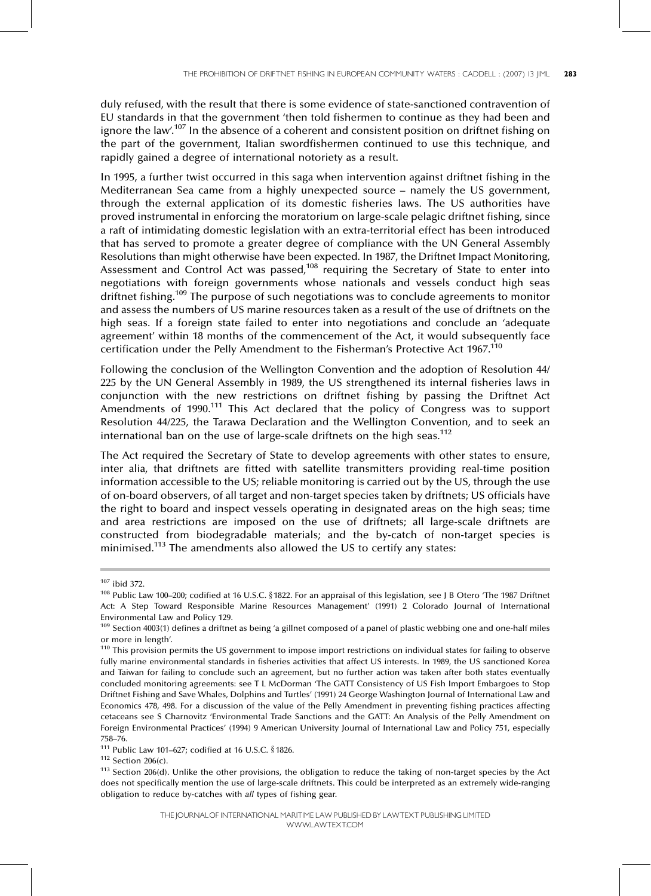duly refused, with the result that there is some evidence of state-sanctioned contravention of EU standards in that the government 'then told fishermen to continue as they had been and ignore the law'.[107] In the absence of a coherent and consistent position on driftnet fishing on the part of the government, Italian swordfishermen continued to use this technique, and rapidly gained a degree of international notoriety as a result.

In 1995, a further twist occurred in this saga when intervention against driftnet fishing in the Mediterranean Sea came from a highly unexpected source – namely the US government, through the external application of its domestic fisheries laws. The US authorities have proved instrumental in enforcing the moratorium on large-scale pelagic driftnet fishing, since a raft of intimidating domestic legislation with an extra-territorial effect has been introduced that has served to promote a greater degree of compliance with the UN General Assembly Resolutions than might otherwise have been expected. In 1987, the Driftnet Impact Monitoring, Assessment and Control Act was passed,[108] requiring the Secretary of State to enter into negotiations with foreign governments whose nationals and vessels conduct high seas driftnet fishing.[109] The purpose of such negotiations was to conclude agreements to monitor and assess the numbers of US marine resources taken as a result of the use of driftnets on the high seas. If a foreign state failed to enter into negotiations and conclude an 'adequate agreement' within 18 months of the commencement of the Act, it would subsequently face certification under the Pelly Amendment to the Fisherman's Protective Act 1967.[110]

Following the conclusion of the Wellington Convention and the adoption of Resolution 44/225 by the UN General Assembly in 1989, the US strengthened its internal fisheries laws in conjunction with the new restrictions on driftnet fishing by passing the Driftnet Act Amendments of 1990.[111] This Act declared that the policy of Congress was to support Resolution 44/225, the Tarawa Declaration and the Wellington Convention, and to seek an international ban on the use of large-scale driftnets on the high seas.[112]

The Act required the Secretary of State to develop agreements with other states to ensure, inter alia, that driftnets are fitted with satellite transmitters providing real-time position information accessible to the US; reliable monitoring is carried out by the US, through the use of on-board observers, of all target and non-target species taken by driftnets; US officials have the right to board and inspect vessels operating in designated areas on the high seas; time and area restrictions are imposed on the use of driftnets; all large-scale driftnets are constructed from biodegradable materials; and the by-catch of non-target species is minimised.[113] The amendments also allowed the US to certify any states:

---

[107] ibid 372.

[108] Public Law 100–200; codified at 16 U.S.C. §1822. For an appraisal of this legislation, see J B Otero 'The 1987 Driftnet Act: A Step Toward Responsible Marine Resources Management' (1991) 2 Colorado Journal of International Environmental Law and Policy 129.

[109] Section 4003(1) defines a driftnet as being 'a gillnet composed of a panel of plastic webbing one and one-half miles or more in length'.

[110] This provision permits the US government to impose import restrictions on individual states for failing to observe fully marine environmental standards in fisheries activities that affect US interests. In 1989, the US sanctioned Korea and Taiwan for failing to conclude such an agreement, but no further action was taken after both states eventually concluded monitoring agreements: see T L McDorman 'The GATT Consistency of US Fish Import Embargoes to Stop Driftnet Fishing and Save Whales, Dolphins and Turtles' (1991) 24 George Washington Journal of International Law and Economics 478, 498. For a discussion of the value of the Pelly Amendment in preventing fishing practices affecting cetaceans see S Charnovitz 'Environmental Trade Sanctions and the GATT: An Analysis of the Pelly Amendment on Foreign Environmental Practices' (1994) 9 American University Journal of International Law and Policy 751, especially 758–76.

[111] Public Law 101–627; codified at 16 U.S.C. §1826.

[112] Section 206(c).

[113] Section 206(d). Unlike the other provisions, the obligation to reduce the taking of non-target species by the Act does not specifically mention the use of large-scale driftnets. This could be interpreted as an extremely wide-ranging obligation to reduce by-catches with *all* types of fishing gear.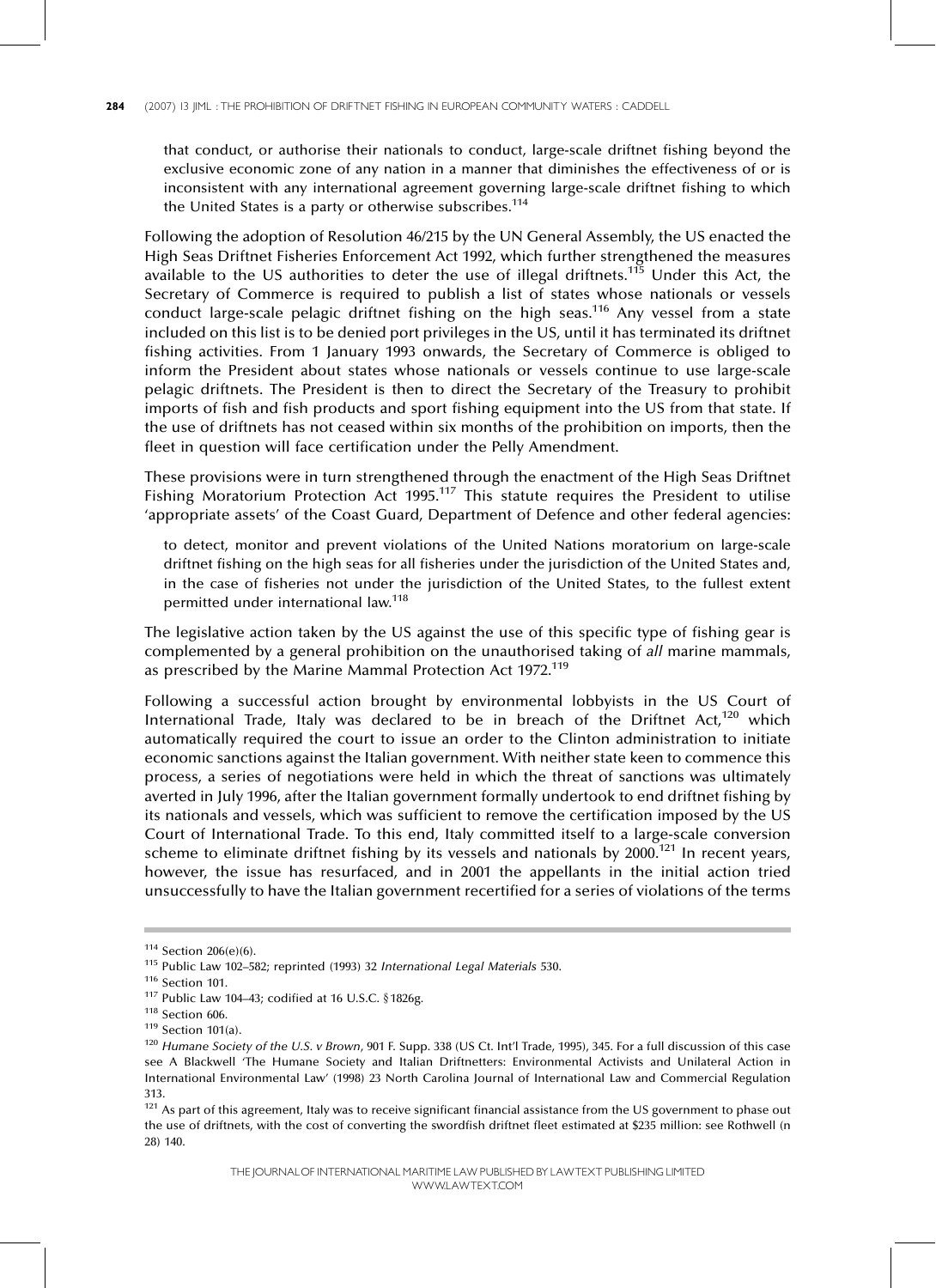that conduct, or authorise their nationals to conduct, large-scale driftnet fishing beyond the exclusive economic zone of any nation in a manner that diminishes the effectiveness of or is inconsistent with any international agreement governing large-scale driftnet fishing to which the United States is a party or otherwise subscribes.[114]

Following the adoption of Resolution 46/215 by the UN General Assembly, the US enacted the High Seas Driftnet Fisheries Enforcement Act 1992, which further strengthened the measures available to the US authorities to deter the use of illegal driftnets.[115] Under this Act, the Secretary of Commerce is required to publish a list of states whose nationals or vessels conduct large-scale pelagic driftnet fishing on the high seas.[116] Any vessel from a state included on this list is to be denied port privileges in the US, until it has terminated its driftnet fishing activities. From 1 January 1993 onwards, the Secretary of Commerce is obliged to inform the President about states whose nationals or vessels continue to use large-scale pelagic driftnets. The President is then to direct the Secretary of the Treasury to prohibit imports of fish and fish products and sport fishing equipment into the US from that state. If the use of driftnets has not ceased within six months of the prohibition on imports, then the fleet in question will face certification under the Pelly Amendment.

These provisions were in turn strengthened through the enactment of the High Seas Driftnet Fishing Moratorium Protection Act 1995.[117] This statute requires the President to utilise 'appropriate assets' of the Coast Guard, Department of Defence and other federal agencies:

> to detect, monitor and prevent violations of the United Nations moratorium on large-scale driftnet fishing on the high seas for all fisheries under the jurisdiction of the United States and, in the case of fisheries not under the jurisdiction of the United States, to the fullest extent permitted under international law.[118]

The legislative action taken by the US against the use of this specific type of fishing gear is complemented by a general prohibition on the unauthorised taking of *all* marine mammals, as prescribed by the Marine Mammal Protection Act 1972.[119]

Following a successful action brought by environmental lobbyists in the US Court of International Trade, Italy was declared to be in breach of the Driftnet Act,[120] which automatically required the court to issue an order to the Clinton administration to initiate economic sanctions against the Italian government. With neither state keen to commence this process, a series of negotiations were held in which the threat of sanctions was ultimately averted in July 1996, after the Italian government formally undertook to end driftnet fishing by its nationals and vessels, which was sufficient to remove the certification imposed by the US Court of International Trade. To this end, Italy committed itself to a large-scale conversion scheme to eliminate driftnet fishing by its vessels and nationals by 2000.[121] In recent years, however, the issue has resurfaced, and in 2001 the appellants in the initial action tried unsuccessfully to have the Italian government recertified for a series of violations of the terms

---

[114] Section 206(e)(6).

[115] Public Law 102–582; reprinted (1993) 32 *International Legal Materials* 530.

[116] Section 101.

[117] Public Law 104–43; codified at 16 U.S.C. §1826g.

[118] Section 606.

[119] Section 101(a).

[120] *Humane Society of the U.S. v Brown*, 901 F. Supp. 338 (US Ct. Int'l Trade, 1995), 345. For a full discussion of this case see A Blackwell 'The Humane Society and Italian Driftnetters: Environmental Activists and Unilateral Action in International Environmental Law' (1998) 23 North Carolina Journal of International Law and Commercial Regulation 313.

[121] As part of this agreement, Italy was to receive significant financial assistance from the US government to phase out the use of driftnets, with the cost of converting the swordfish driftnet fleet estimated at $235 million: see Rothwell (n 28) 140.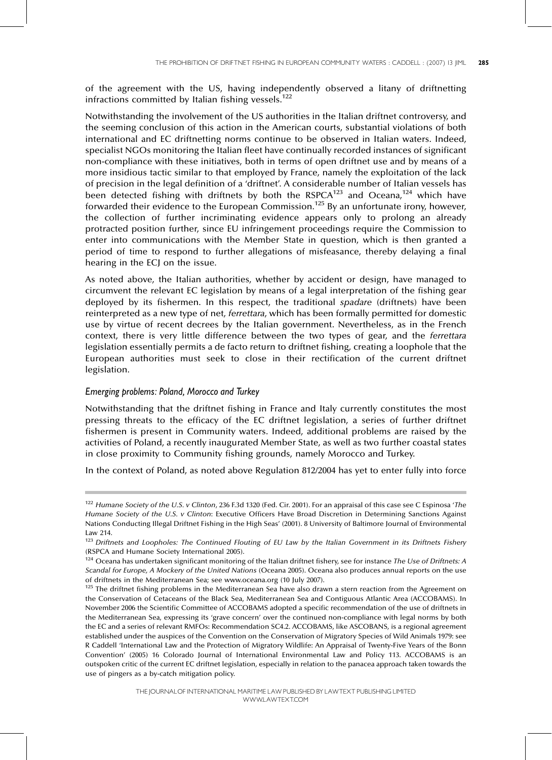of the agreement with the US, having independently observed a litany of driftnetting infractions committed by Italian fishing vessels.[122]

Notwithstanding the involvement of the US authorities in the Italian driftnet controversy, and the seeming conclusion of this action in the American courts, substantial violations of both international and EC driftnetting norms continue to be observed in Italian waters. Indeed, specialist NGOs monitoring the Italian fleet have continually recorded instances of significant non-compliance with these initiatives, both in terms of open driftnet use and by means of a more insidious tactic similar to that employed by France, namely the exploitation of the lack of precision in the legal definition of a 'driftnet'. A considerable number of Italian vessels has been detected fishing with driftnets by both the RSPCA[123] and Oceana,[124] which have forwarded their evidence to the European Commission.[125] By an unfortunate irony, however, the collection of further incriminating evidence appears only to prolong an already protracted position further, since EU infringement proceedings require the Commission to enter into communications with the Member State in question, which is then granted a period of time to respond to further allegations of misfeasance, thereby delaying a final hearing in the ECJ on the issue.

As noted above, the Italian authorities, whether by accident or design, have managed to circumvent the relevant EC legislation by means of a legal interpretation of the fishing gear deployed by its fishermen. In this respect, the traditional *spadare* (driftnets) have been reinterpreted as a new type of net, *ferrettara*, which has been formally permitted for domestic use by virtue of recent decrees by the Italian government. Nevertheless, as in the French context, there is very little difference between the two types of gear, and the *ferrettara* legislation essentially permits a de facto return to driftnet fishing, creating a loophole that the European authorities must seek to close in their rectification of the current driftnet legislation.

### *Emerging problems: Poland, Morocco and Turkey*

Notwithstanding that the driftnet fishing in France and Italy currently constitutes the most pressing threats to the efficacy of the EC driftnet legislation, a series of further driftnet fishermen is present in Community waters. Indeed, additional problems are raised by the activities of Poland, a recently inaugurated Member State, as well as two further coastal states in close proximity to Community fishing grounds, namely Morocco and Turkey.

In the context of Poland, as noted above Regulation 812/2004 has yet to enter fully into force

---

[122] *Humane Society of the U.S. v Clinton*, 236 F.3d 1320 (Fed. Cir. 2001). For an appraisal of this case see C Espinosa '*The Humane Society of the U.S. v Clinton*: Executive Officers Have Broad Discretion in Determining Sanctions Against Nations Conducting Illegal Driftnet Fishing in the High Seas' (2001). 8 University of Baltimore Journal of Environmental Law 214.

[123] *Driftnets and Loopholes: The Continued Flouting of EU Law by the Italian Government in its Driftnets Fishery* (RSPCA and Humane Society International 2005).

[124] Oceana has undertaken significant monitoring of the Italian driftnet fishery, see for instance *The Use of Driftnets: A Scandal for Europe, A Mockery of the United Nations* (Oceana 2005). Oceana also produces annual reports on the use of driftnets in the Mediterranean Sea; see www.oceana.org (10 July 2007).

[125] The driftnet fishing problems in the Mediterranean Sea have also drawn a stern reaction from the Agreement on the Conservation of Cetaceans of the Black Sea, Mediterranean Sea and Contiguous Atlantic Area (ACCOBAMS). In November 2006 the Scientific Committee of ACCOBAMS adopted a specific recommendation of the use of driftnets in the Mediterranean Sea, expressing its 'grave concern' over the continued non-compliance with legal norms by both the EC and a series of relevant RMFOs: Recommendation SC4.2. ACCOBAMS, like ASCOBANS, is a regional agreement established under the auspices of the Convention on the Conservation of Migratory Species of Wild Animals 1979: see R Caddell 'International Law and the Protection of Migratory Wildlife: An Appraisal of Twenty-Five Years of the Bonn Convention' (2005) 16 Colorado Journal of International Environmental Law and Policy 113. ACCOBAMS is an outspoken critic of the current EC driftnet legislation, especially in relation to the panacea approach taken towards the use of pingers as a by-catch mitigation policy.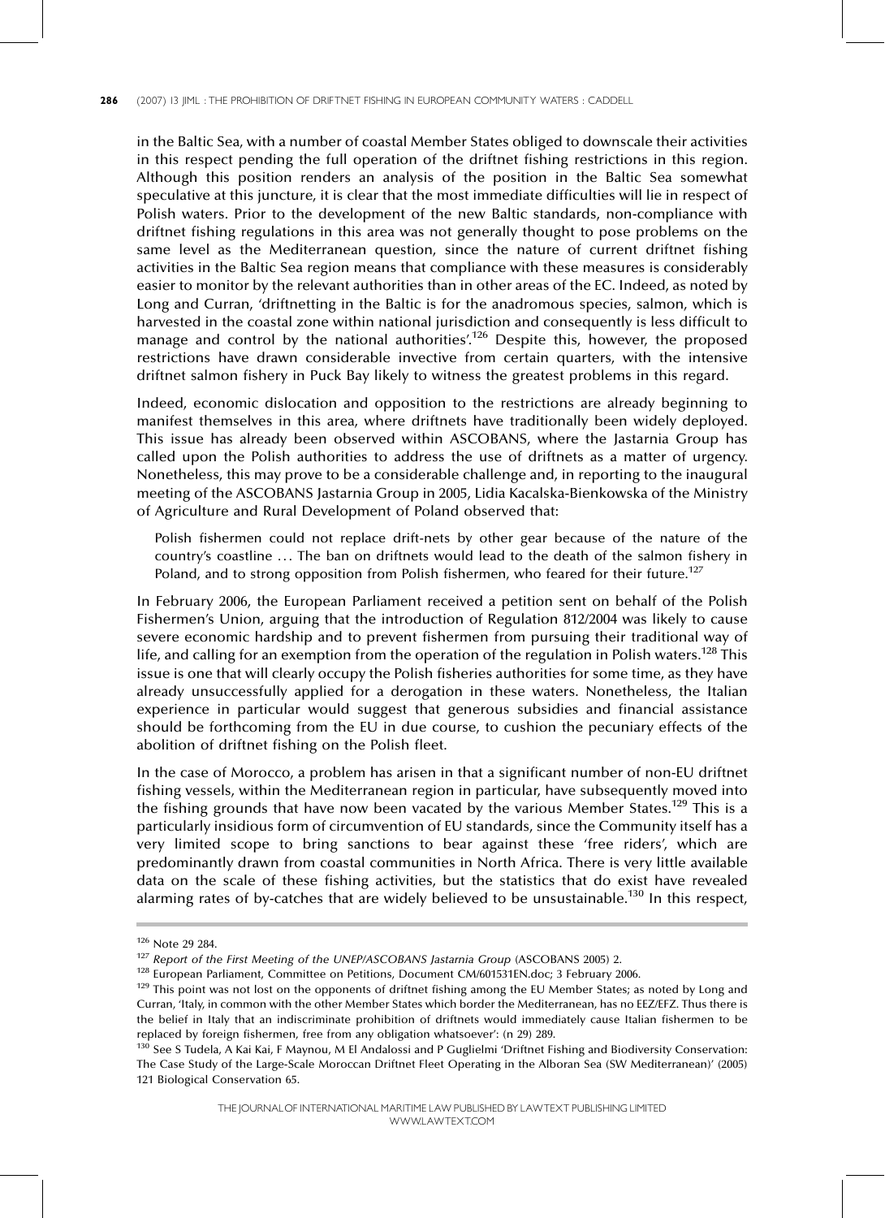in the Baltic Sea, with a number of coastal Member States obliged to downscale their activities in this respect pending the full operation of the driftnet fishing restrictions in this region. Although this position renders an analysis of the position in the Baltic Sea somewhat speculative at this juncture, it is clear that the most immediate difficulties will lie in respect of Polish waters. Prior to the development of the new Baltic standards, non-compliance with driftnet fishing regulations in this area was not generally thought to pose problems on the same level as the Mediterranean question, since the nature of current driftnet fishing activities in the Baltic Sea region means that compliance with these measures is considerably easier to monitor by the relevant authorities than in other areas of the EC. Indeed, as noted by Long and Curran, 'driftnetting in the Baltic is for the anadromous species, salmon, which is harvested in the coastal zone within national jurisdiction and consequently is less difficult to manage and control by the national authorities'.[126] Despite this, however, the proposed restrictions have drawn considerable invective from certain quarters, with the intensive driftnet salmon fishery in Puck Bay likely to witness the greatest problems in this regard.

Indeed, economic dislocation and opposition to the restrictions are already beginning to manifest themselves in this area, where driftnets have traditionally been widely deployed. This issue has already been observed within ASCOBANS, where the Jastarnia Group has called upon the Polish authorities to address the use of driftnets as a matter of urgency. Nonetheless, this may prove to be a considerable challenge and, in reporting to the inaugural meeting of the ASCOBANS Jastarnia Group in 2005, Lidia Kacalska-Bienkowska of the Ministry of Agriculture and Rural Development of Poland observed that:

> Polish fishermen could not replace drift-nets by other gear because of the nature of the country's coastline … The ban on driftnets would lead to the death of the salmon fishery in Poland, and to strong opposition from Polish fishermen, who feared for their future.[127]

In February 2006, the European Parliament received a petition sent on behalf of the Polish Fishermen's Union, arguing that the introduction of Regulation 812/2004 was likely to cause severe economic hardship and to prevent fishermen from pursuing their traditional way of life, and calling for an exemption from the operation of the regulation in Polish waters.[128] This issue is one that will clearly occupy the Polish fisheries authorities for some time, as they have already unsuccessfully applied for a derogation in these waters. Nonetheless, the Italian experience in particular would suggest that generous subsidies and financial assistance should be forthcoming from the EU in due course, to cushion the pecuniary effects of the abolition of driftnet fishing on the Polish fleet.

In the case of Morocco, a problem has arisen in that a significant number of non-EU driftnet fishing vessels, within the Mediterranean region in particular, have subsequently moved into the fishing grounds that have now been vacated by the various Member States.[129] This is a particularly insidious form of circumvention of EU standards, since the Community itself has a very limited scope to bring sanctions to bear against these 'free riders', which are predominantly drawn from coastal communities in North Africa. There is very little available data on the scale of these fishing activities, but the statistics that do exist have revealed alarming rates of by-catches that are widely believed to be unsustainable.[130] In this respect,

---

[126] Note 29 284.

[127] *Report of the First Meeting of the UNEP/ASCOBANS Jastarnia Group* (ASCOBANS 2005) 2.

[128] European Parliament, Committee on Petitions, Document CM/601531EN.doc; 3 February 2006.

[129] This point was not lost on the opponents of driftnet fishing among the EU Member States; as noted by Long and Curran, 'Italy, in common with the other Member States which border the Mediterranean, has no EEZ/EFZ. Thus there is the belief in Italy that an indiscriminate prohibition of driftnets would immediately cause Italian fishermen to be replaced by foreign fishermen, free from any obligation whatsoever': (n 29) 289.

[130] See S Tudela, A Kai Kai, F Maynou, M El Andalossi and P Guglielmi 'Driftnet Fishing and Biodiversity Conservation: The Case Study of the Large-Scale Moroccan Driftnet Fleet Operating in the Alboran Sea (SW Mediterranean)' (2005) 121 Biological Conservation 65.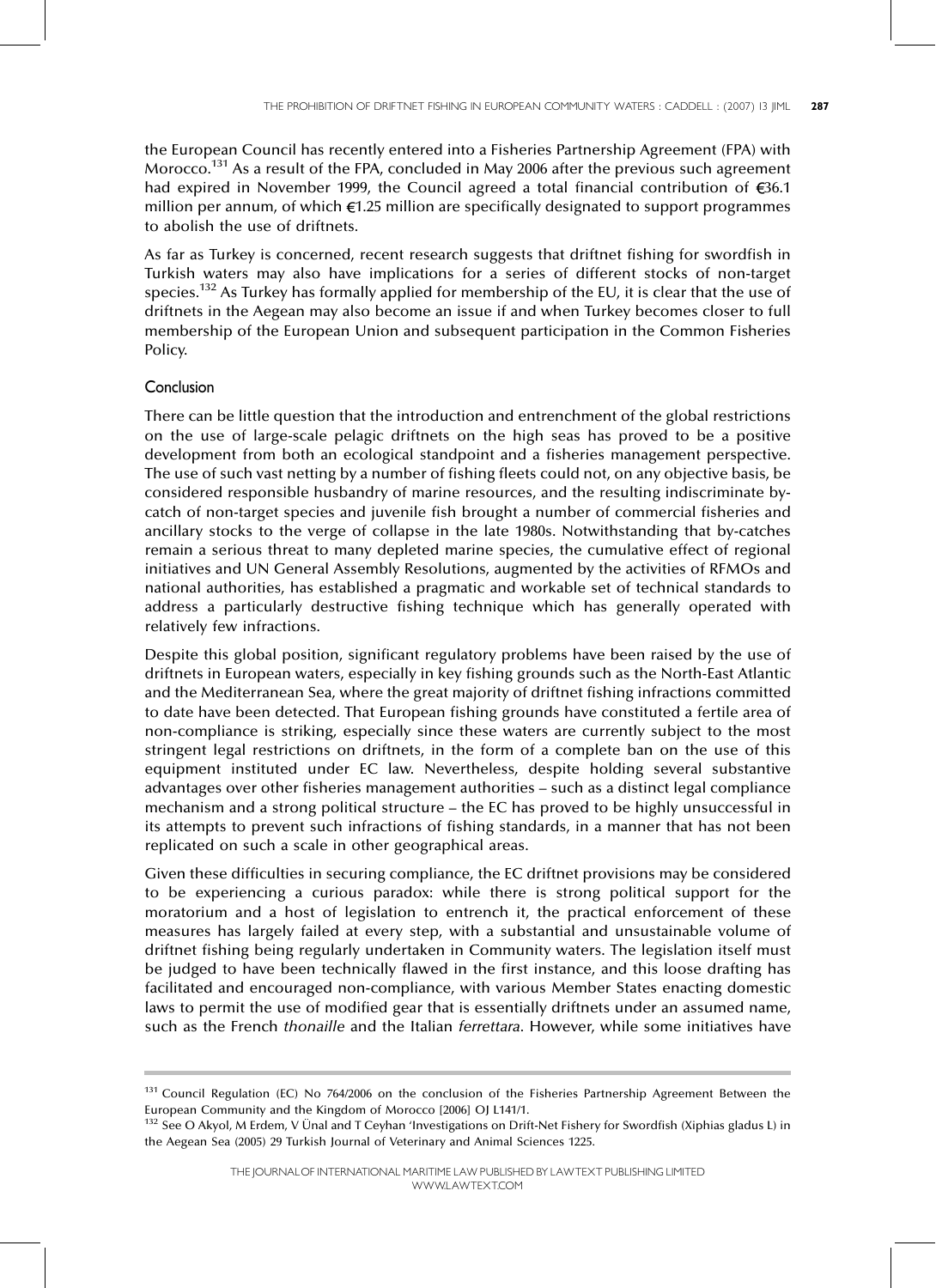the European Council has recently entered into a Fisheries Partnership Agreement (FPA) with Morocco.[131] As a result of the FPA, concluded in May 2006 after the previous such agreement had expired in November 1999, the Council agreed a total financial contribution of €36.1 million per annum, of which €1.25 million are specifically designated to support programmes to abolish the use of driftnets.

As far as Turkey is concerned, recent research suggests that driftnet fishing for swordfish in Turkish waters may also have implications for a series of different stocks of non-target species.[132] As Turkey has formally applied for membership of the EU, it is clear that the use of driftnets in the Aegean may also become an issue if and when Turkey becomes closer to full membership of the European Union and subsequent participation in the Common Fisheries Policy.

## Conclusion

There can be little question that the introduction and entrenchment of the global restrictions on the use of large-scale pelagic driftnets on the high seas has proved to be a positive development from both an ecological standpoint and a fisheries management perspective. The use of such vast netting by a number of fishing fleets could not, on any objective basis, be considered responsible husbandry of marine resources, and the resulting indiscriminate by-catch of non-target species and juvenile fish brought a number of commercial fisheries and ancillary stocks to the verge of collapse in the late 1980s. Notwithstanding that by-catches remain a serious threat to many depleted marine species, the cumulative effect of regional initiatives and UN General Assembly Resolutions, augmented by the activities of RFMOs and national authorities, has established a pragmatic and workable set of technical standards to address a particularly destructive fishing technique which has generally operated with relatively few infractions.

Despite this global position, significant regulatory problems have been raised by the use of driftnets in European waters, especially in key fishing grounds such as the North-East Atlantic and the Mediterranean Sea, where the great majority of driftnet fishing infractions committed to date have been detected. That European fishing grounds have constituted a fertile area of non-compliance is striking, especially since these waters are currently subject to the most stringent legal restrictions on driftnets, in the form of a complete ban on the use of this equipment instituted under EC law. Nevertheless, despite holding several substantive advantages over other fisheries management authorities – such as a distinct legal compliance mechanism and a strong political structure – the EC has proved to be highly unsuccessful in its attempts to prevent such infractions of fishing standards, in a manner that has not been replicated on such a scale in other geographical areas.

Given these difficulties in securing compliance, the EC driftnet provisions may be considered to be experiencing a curious paradox: while there is strong political support for the moratorium and a host of legislation to entrench it, the practical enforcement of these measures has largely failed at every step, with a substantial and unsustainable volume of driftnet fishing being regularly undertaken in Community waters. The legislation itself must be judged to have been technically flawed in the first instance, and this loose drafting has facilitated and encouraged non-compliance, with various Member States enacting domestic laws to permit the use of modified gear that is essentially driftnets under an assumed name, such as the French *thonaille* and the Italian *ferrettara*. However, while some initiatives have

---

[131] Council Regulation (EC) No 764/2006 on the conclusion of the Fisheries Partnership Agreement Between the European Community and the Kingdom of Morocco [2006] OJ L141/1.

[132] See O Akyol, M Erdem, V Ünal and T Ceyhan 'Investigations on Drift-Net Fishery for Swordfish (Xiphias gladus L) in the Aegean Sea (2005) 29 Turkish Journal of Veterinary and Animal Sciences 1225.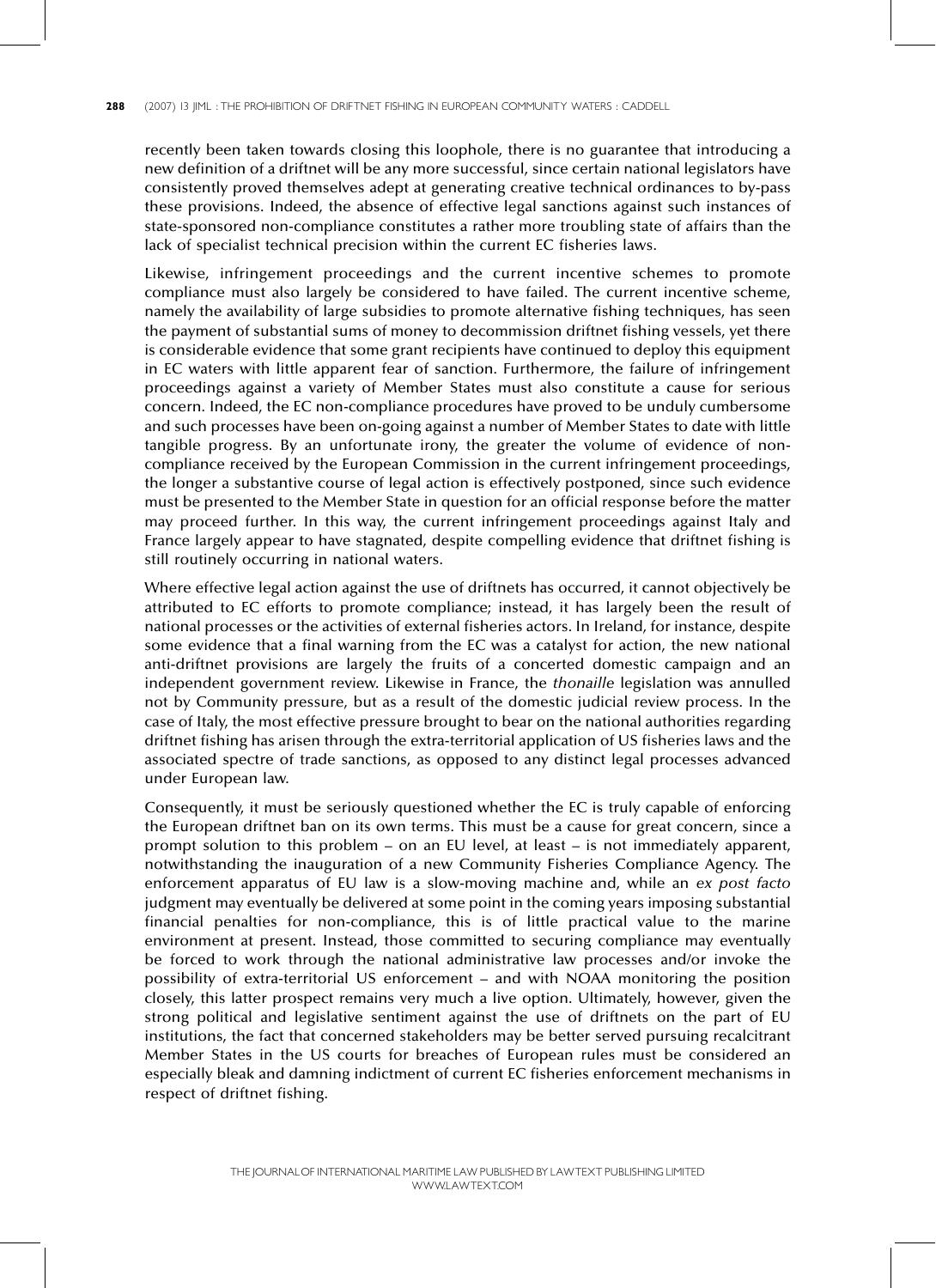recently been taken towards closing this loophole, there is no guarantee that introducing a new definition of a driftnet will be any more successful, since certain national legislators have consistently proved themselves adept at generating creative technical ordinances to by-pass these provisions. Indeed, the absence of effective legal sanctions against such instances of state-sponsored non-compliance constitutes a rather more troubling state of affairs than the lack of specialist technical precision within the current EC fisheries laws.

Likewise, infringement proceedings and the current incentive schemes to promote compliance must also largely be considered to have failed. The current incentive scheme, namely the availability of large subsidies to promote alternative fishing techniques, has seen the payment of substantial sums of money to decommission driftnet fishing vessels, yet there is considerable evidence that some grant recipients have continued to deploy this equipment in EC waters with little apparent fear of sanction. Furthermore, the failure of infringement proceedings against a variety of Member States must also constitute a cause for serious concern. Indeed, the EC non-compliance procedures have proved to be unduly cumbersome and such processes have been on-going against a number of Member States to date with little tangible progress. By an unfortunate irony, the greater the volume of evidence of non-compliance received by the European Commission in the current infringement proceedings, the longer a substantive course of legal action is effectively postponed, since such evidence must be presented to the Member State in question for an official response before the matter may proceed further. In this way, the current infringement proceedings against Italy and France largely appear to have stagnated, despite compelling evidence that driftnet fishing is still routinely occurring in national waters.

Where effective legal action against the use of driftnets has occurred, it cannot objectively be attributed to EC efforts to promote compliance; instead, it has largely been the result of national processes or the activities of external fisheries actors. In Ireland, for instance, despite some evidence that a final warning from the EC was a catalyst for action, the new national anti-driftnet provisions are largely the fruits of a concerted domestic campaign and an independent government review. Likewise in France, the *thonaille* legislation was annulled not by Community pressure, but as a result of the domestic judicial review process. In the case of Italy, the most effective pressure brought to bear on the national authorities regarding driftnet fishing has arisen through the extra-territorial application of US fisheries laws and the associated spectre of trade sanctions, as opposed to any distinct legal processes advanced under European law.

Consequently, it must be seriously questioned whether the EC is truly capable of enforcing the European driftnet ban on its own terms. This must be a cause for great concern, since a prompt solution to this problem – on an EU level, at least – is not immediately apparent, notwithstanding the inauguration of a new Community Fisheries Compliance Agency. The enforcement apparatus of EU law is a slow-moving machine and, while an *ex post facto* judgment may eventually be delivered at some point in the coming years imposing substantial financial penalties for non-compliance, this is of little practical value to the marine environment at present. Instead, those committed to securing compliance may eventually be forced to work through the national administrative law processes and/or invoke the possibility of extra-territorial US enforcement – and with NOAA monitoring the position closely, this latter prospect remains very much a live option. Ultimately, however, given the strong political and legislative sentiment against the use of driftnets on the part of EU institutions, the fact that concerned stakeholders may be better served pursuing recalcitrant Member States in the US courts for breaches of European rules must be considered an especially bleak and damning indictment of current EC fisheries enforcement mechanisms in respect of driftnet fishing.